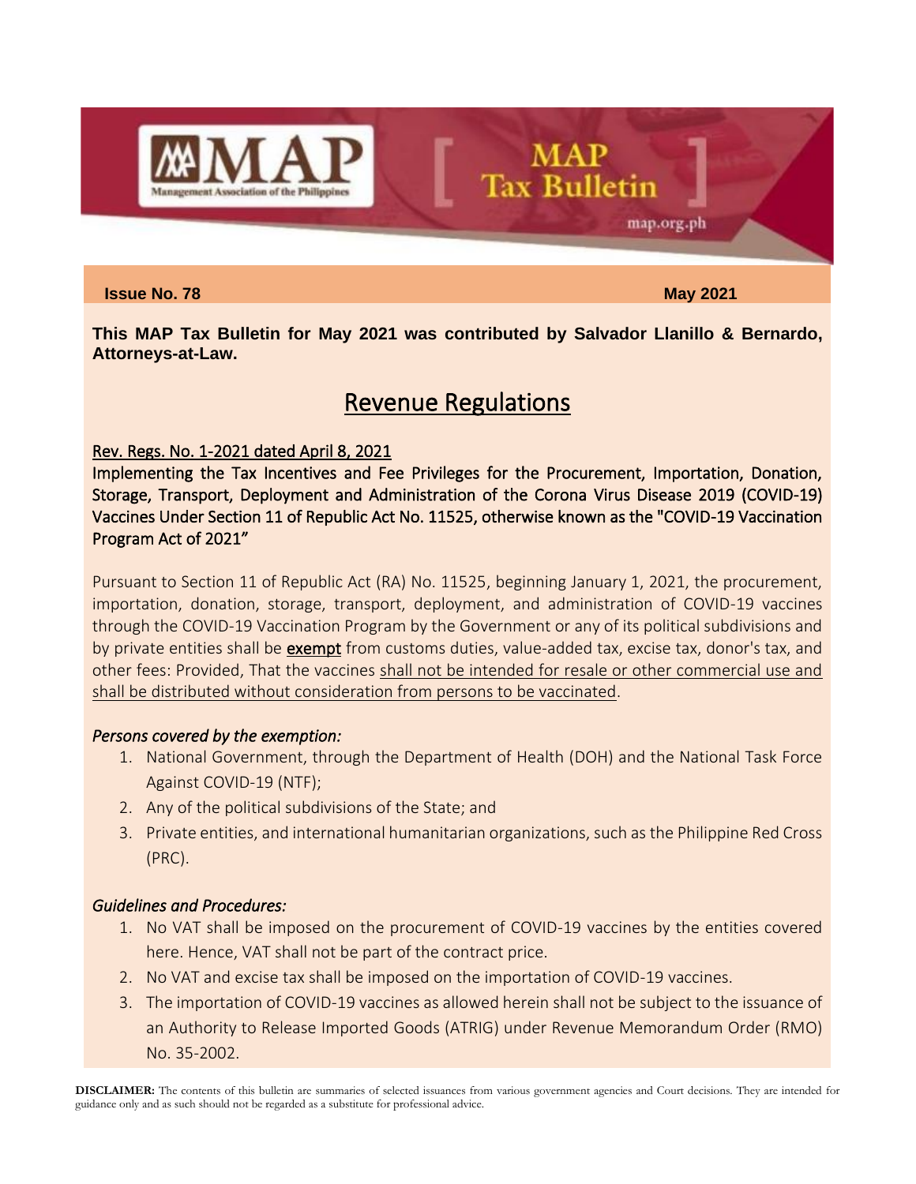# MAP Tax Bulletin

**Issue No. 78** **May 2021**

**This MAP Tax Bulletin for May 2021 was contributed by Salvador Llanillo & Bernardo, Attorneys-at-Law.**

## Revenue Regulations

Rev. Regs. No. 1-2021 dated April 8, 2021

Implementing the Tax Incentives and Fee Privileges for the Procurement, Importation, Donation, Storage, Transport, Deployment and Administration of the Corona Virus Disease 2019 (COVID-19) Vaccines Under Section 11 of Republic Act No. 11525, otherwise known as the "COVID-19 Vaccination Program Act of 2021"

Pursuant to Section 11 of Republic Act (RA) No. 11525, beginning January 1, 2021, the procurement, importation, donation, storage, transport, deployment, and administration of COVID-19 vaccines through the COVID-19 Vaccination Program by the Government or any of its political subdivisions and by private entities shall be **exempt** from customs duties, value-added tax, excise tax, donor's tax, and other fees: Provided, That the vaccines shall not be intended for resale or other commercial use and shall be distributed without consideration from persons to be vaccinated.

*Persons covered by the exemption:*

1. National Government, through the Department of Health (DOH) and the National Task Force Against COVID-19 (NTF);
2. Any of the political subdivisions of the State; and
3. Private entities, and international humanitarian organizations, such as the Philippine Red Cross (PRC).

*Guidelines and Procedures:*

1. No VAT shall be imposed on the procurement of COVID-19 vaccines by the entities covered here. Hence, VAT shall not be part of the contract price.
2. No VAT and excise tax shall be imposed on the importation of COVID-19 vaccines.
3. The importation of COVID-19 vaccines as allowed herein shall not be subject to the issuance of an Authority to Release Imported Goods (ATRIG) under Revenue Memorandum Order (RMO) No. 35-2002.

**DISCLAIMER:** The contents of this bulletin are summaries of selected issuances from various government agencies and Court decisions. They are intended for guidance only and as such should not be regarded as a substitute for professional advice.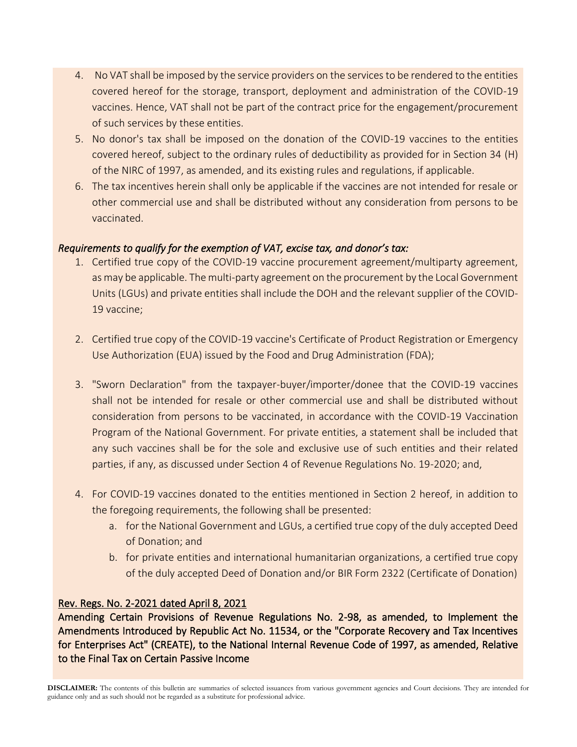4. No VAT shall be imposed by the service providers on the services to be rendered to the entities covered hereof for the storage, transport, deployment and administration of the COVID-19 vaccines. Hence, VAT shall not be part of the contract price for the engagement/procurement of such services by these entities.
5. No donor's tax shall be imposed on the donation of the COVID-19 vaccines to the entities covered hereof, subject to the ordinary rules of deductibility as provided for in Section 34 (H) of the NIRC of 1997, as amended, and its existing rules and regulations, if applicable.
6. The tax incentives herein shall only be applicable if the vaccines are not intended for resale or other commercial use and shall be distributed without any consideration from persons to be vaccinated.

*Requirements to qualify for the exemption of VAT, excise tax, and donor's tax:*

1. Certified true copy of the COVID-19 vaccine procurement agreement/multiparty agreement, as may be applicable. The multi-party agreement on the procurement by the Local Government Units (LGUs) and private entities shall include the DOH and the relevant supplier of the COVID-19 vaccine;

2. Certified true copy of the COVID-19 vaccine's Certificate of Product Registration or Emergency Use Authorization (EUA) issued by the Food and Drug Administration (FDA);

3. "Sworn Declaration" from the taxpayer-buyer/importer/donee that the COVID-19 vaccines shall not be intended for resale or other commercial use and shall be distributed without consideration from persons to be vaccinated, in accordance with the COVID-19 Vaccination Program of the National Government. For private entities, a statement shall be included that any such vaccines shall be for the sole and exclusive use of such entities and their related parties, if any, as discussed under Section 4 of Revenue Regulations No. 19-2020; and,

4. For COVID-19 vaccines donated to the entities mentioned in Section 2 hereof, in addition to the foregoing requirements, the following shall be presented:
    a. for the National Government and LGUs, a certified true copy of the duly accepted Deed of Donation; and
    b. for private entities and international humanitarian organizations, a certified true copy of the duly accepted Deed of Donation and/or BIR Form 2322 (Certificate of Donation)

<u>Rev. Regs. No. 2-2021 dated April 8, 2021</u>

**Amending Certain Provisions of Revenue Regulations No. 2-98, as amended, to Implement the Amendments Introduced by Republic Act No. 11534, or the "Corporate Recovery and Tax Incentives for Enterprises Act" (CREATE), to the National Internal Revenue Code of 1997, as amended, Relative to the Final Tax on Certain Passive Income**

**DISCLAIMER:** The contents of this bulletin are summaries of selected issuances from various government agencies and Court decisions. They are intended for guidance only and as such should not be regarded as a substitute for professional advice.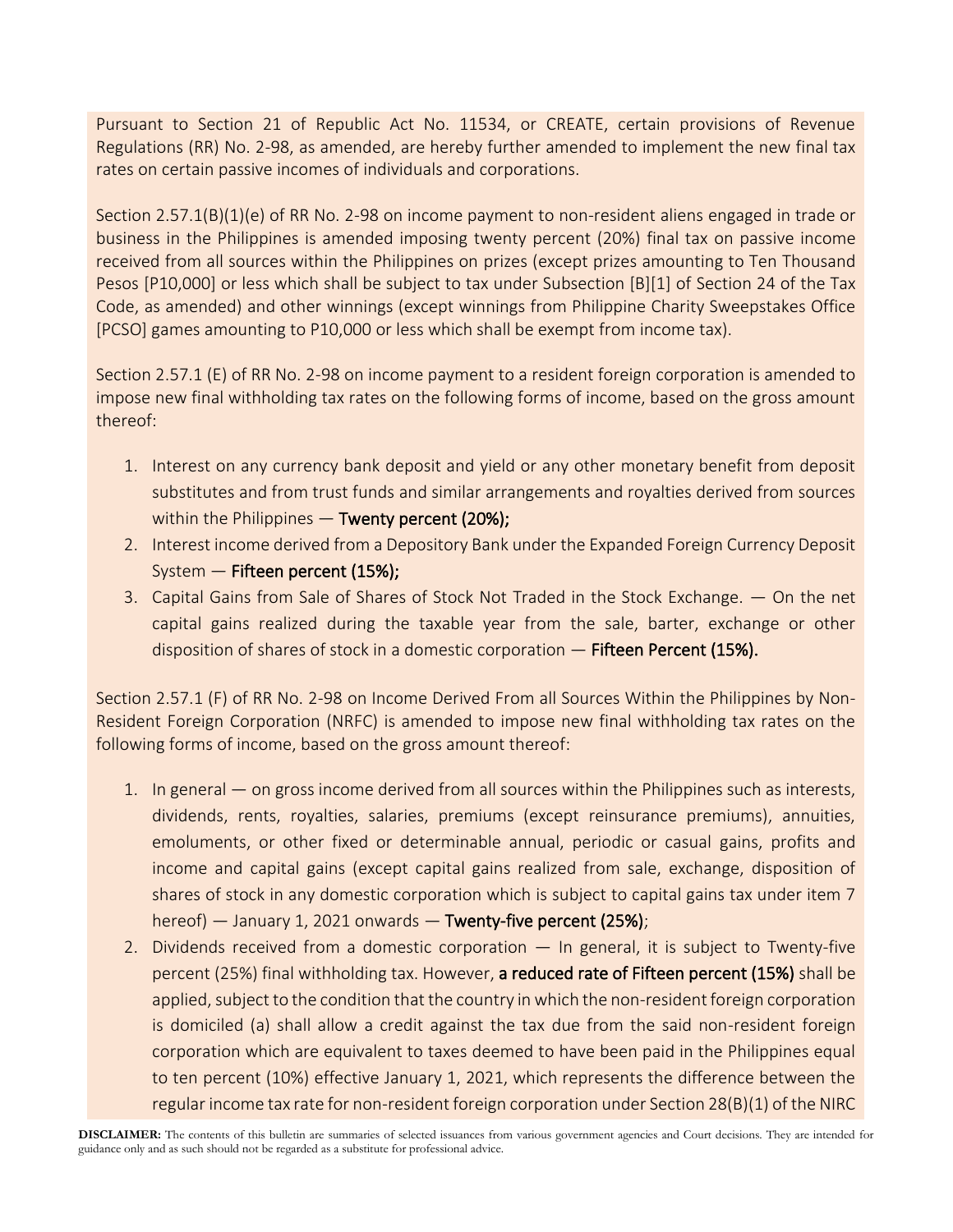Pursuant to Section 21 of Republic Act No. 11534, or CREATE, certain provisions of Revenue Regulations (RR) No. 2-98, as amended, are hereby further amended to implement the new final tax rates on certain passive incomes of individuals and corporations.

Section 2.57.1(B)(1)(e) of RR No. 2-98 on income payment to non-resident aliens engaged in trade or business in the Philippines is amended imposing twenty percent (20%) final tax on passive income received from all sources within the Philippines on prizes (except prizes amounting to Ten Thousand Pesos [P10,000] or less which shall be subject to tax under Subsection [B][1] of Section 24 of the Tax Code, as amended) and other winnings (except winnings from Philippine Charity Sweepstakes Office [PCSO] games amounting to P10,000 or less which shall be exempt from income tax).

Section 2.57.1 (E) of RR No. 2-98 on income payment to a resident foreign corporation is amended to impose new final withholding tax rates on the following forms of income, based on the gross amount thereof:

1. Interest on any currency bank deposit and yield or any other monetary benefit from deposit substitutes and from trust funds and similar arrangements and royalties derived from sources within the Philippines — **Twenty percent (20%);**
2. Interest income derived from a Depository Bank under the Expanded Foreign Currency Deposit System — **Fifteen percent (15%);**
3. Capital Gains from Sale of Shares of Stock Not Traded in the Stock Exchange. — On the net capital gains realized during the taxable year from the sale, barter, exchange or other disposition of shares of stock in a domestic corporation — **Fifteen Percent (15%).**

Section 2.57.1 (F) of RR No. 2-98 on Income Derived From all Sources Within the Philippines by Non-Resident Foreign Corporation (NRFC) is amended to impose new final withholding tax rates on the following forms of income, based on the gross amount thereof:

1. In general — on gross income derived from all sources within the Philippines such as interests, dividends, rents, royalties, salaries, premiums (except reinsurance premiums), annuities, emoluments, or other fixed or determinable annual, periodic or casual gains, profits and income and capital gains (except capital gains realized from sale, exchange, disposition of shares of stock in any domestic corporation which is subject to capital gains tax under item 7 hereof) — January 1, 2021 onwards — **Twenty-five percent (25%)**;
2. Dividends received from a domestic corporation — In general, it is subject to Twenty-five percent (25%) final withholding tax. However, **a reduced rate of Fifteen percent (15%)** shall be applied, subject to the condition that the country in which the non-resident foreign corporation is domiciled (a) shall allow a credit against the tax due from the said non-resident foreign corporation which are equivalent to taxes deemed to have been paid in the Philippines equal to ten percent (10%) effective January 1, 2021, which represents the difference between the regular income tax rate for non-resident foreign corporation under Section 28(B)(1) of the NIRC

**DISCLAIMER:** The contents of this bulletin are summaries of selected issuances from various government agencies and Court decisions. They are intended for guidance only and as such should not be regarded as a substitute for professional advice.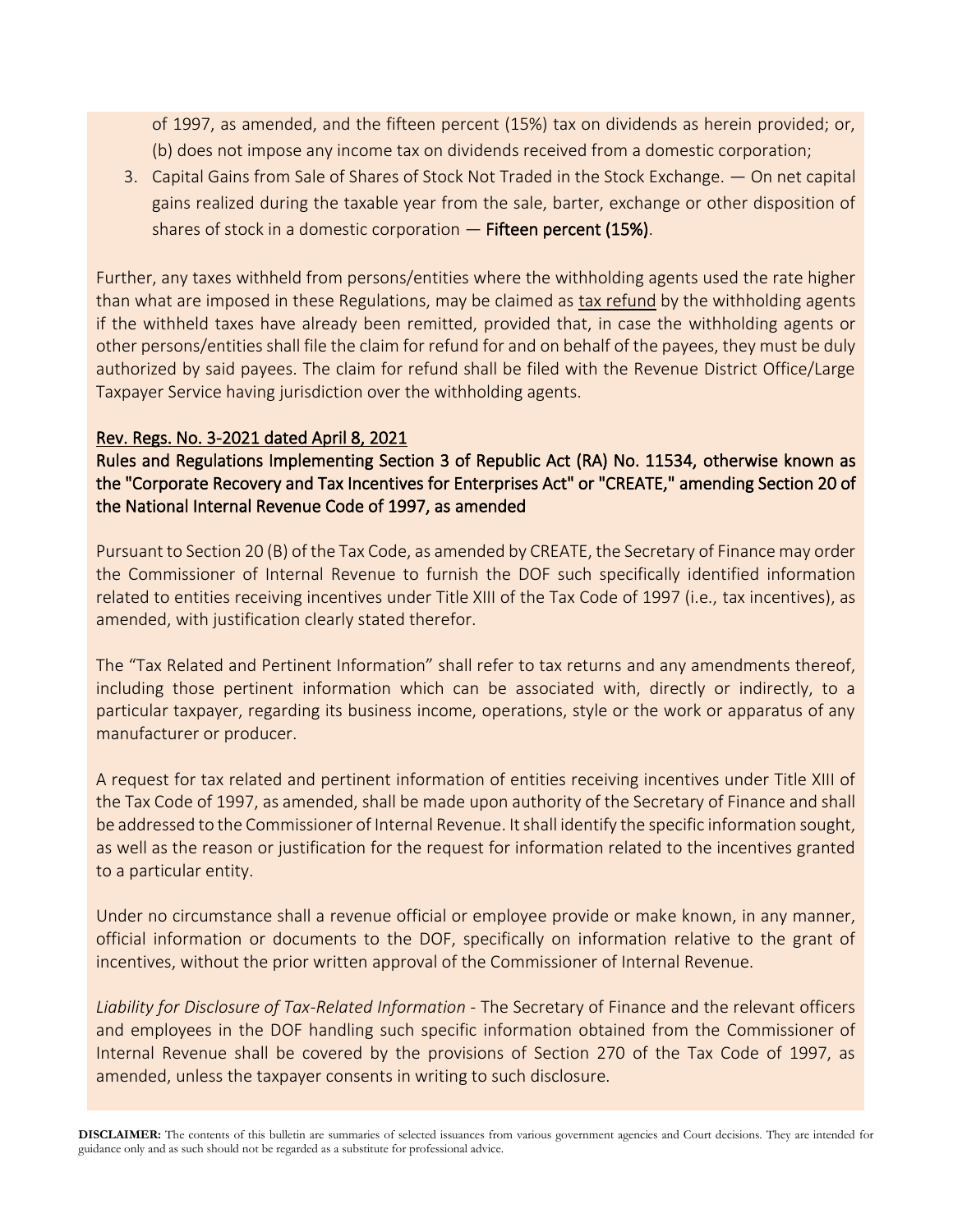of 1997, as amended, and the fifteen percent (15%) tax on dividends as herein provided; or, (b) does not impose any income tax on dividends received from a domestic corporation;

3. Capital Gains from Sale of Shares of Stock Not Traded in the Stock Exchange. — On net capital gains realized during the taxable year from the sale, barter, exchange or other disposition of shares of stock in a domestic corporation — **Fifteen percent (15%)**.

Further, any taxes withheld from persons/entities where the withholding agents used the rate higher than what are imposed in these Regulations, may be claimed as tax refund by the withholding agents if the withheld taxes have already been remitted, provided that, in case the withholding agents or other persons/entities shall file the claim for refund for and on behalf of the payees, they must be duly authorized by said payees. The claim for refund shall be filed with the Revenue District Office/Large Taxpayer Service having jurisdiction over the withholding agents.

**Rev. Regs. No. 3-2021 dated April 8, 2021**

**Rules and Regulations Implementing Section 3 of Republic Act (RA) No. 11534, otherwise known as the "Corporate Recovery and Tax Incentives for Enterprises Act" or "CREATE," amending Section 20 of the National Internal Revenue Code of 1997, as amended**

Pursuant to Section 20 (B) of the Tax Code, as amended by CREATE, the Secretary of Finance may order the Commissioner of Internal Revenue to furnish the DOF such specifically identified information related to entities receiving incentives under Title XIII of the Tax Code of 1997 (i.e., tax incentives), as amended, with justification clearly stated therefor.

The "Tax Related and Pertinent Information" shall refer to tax returns and any amendments thereof, including those pertinent information which can be associated with, directly or indirectly, to a particular taxpayer, regarding its business income, operations, style or the work or apparatus of any manufacturer or producer.

A request for tax related and pertinent information of entities receiving incentives under Title XIII of the Tax Code of 1997, as amended, shall be made upon authority of the Secretary of Finance and shall be addressed to the Commissioner of Internal Revenue. It shall identify the specific information sought, as well as the reason or justification for the request for information related to the incentives granted to a particular entity.

Under no circumstance shall a revenue official or employee provide or make known, in any manner, official information or documents to the DOF, specifically on information relative to the grant of incentives, without the prior written approval of the Commissioner of Internal Revenue.

*Liability for Disclosure of Tax-Related Information* - The Secretary of Finance and the relevant officers and employees in the DOF handling such specific information obtained from the Commissioner of Internal Revenue shall be covered by the provisions of Section 270 of the Tax Code of 1997, as amended, unless the taxpayer consents in writing to such disclosure.

**DISCLAIMER:** The contents of this bulletin are summaries of selected issuances from various government agencies and Court decisions. They are intended for guidance only and as such should not be regarded as a substitute for professional advice.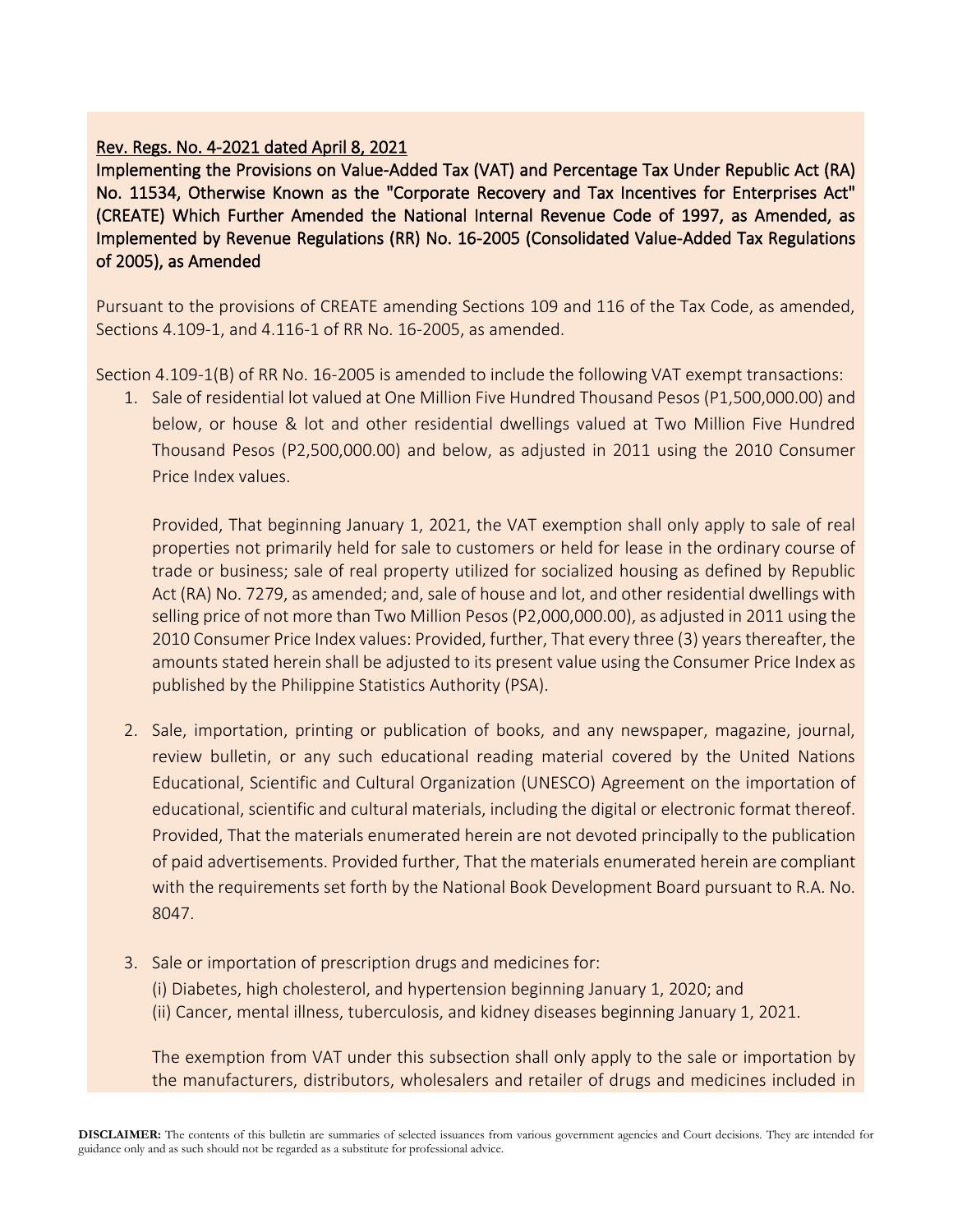Rev. Regs. No. 4-2021 dated April 8, 2021

**Implementing the Provisions on Value-Added Tax (VAT) and Percentage Tax Under Republic Act (RA) No. 11534, Otherwise Known as the "Corporate Recovery and Tax Incentives for Enterprises Act" (CREATE) Which Further Amended the National Internal Revenue Code of 1997, as Amended, as Implemented by Revenue Regulations (RR) No. 16-2005 (Consolidated Value-Added Tax Regulations of 2005), as Amended**

Pursuant to the provisions of CREATE amending Sections 109 and 116 of the Tax Code, as amended, Sections 4.109-1, and 4.116-1 of RR No. 16-2005, as amended.

Section 4.109-1(B) of RR No. 16-2005 is amended to include the following VAT exempt transactions:

1. Sale of residential lot valued at One Million Five Hundred Thousand Pesos (P1,500,000.00) and below, or house & lot and other residential dwellings valued at Two Million Five Hundred Thousand Pesos (P2,500,000.00) and below, as adjusted in 2011 using the 2010 Consumer Price Index values.

   Provided, That beginning January 1, 2021, the VAT exemption shall only apply to sale of real properties not primarily held for sale to customers or held for lease in the ordinary course of trade or business; sale of real property utilized for socialized housing as defined by Republic Act (RA) No. 7279, as amended; and, sale of house and lot, and other residential dwellings with selling price of not more than Two Million Pesos (P2,000,000.00), as adjusted in 2011 using the 2010 Consumer Price Index values: Provided, further, That every three (3) years thereafter, the amounts stated herein shall be adjusted to its present value using the Consumer Price Index as published by the Philippine Statistics Authority (PSA).

2. Sale, importation, printing or publication of books, and any newspaper, magazine, journal, review bulletin, or any such educational reading material covered by the United Nations Educational, Scientific and Cultural Organization (UNESCO) Agreement on the importation of educational, scientific and cultural materials, including the digital or electronic format thereof. Provided, That the materials enumerated herein are not devoted principally to the publication of paid advertisements. Provided further, That the materials enumerated herein are compliant with the requirements set forth by the National Book Development Board pursuant to R.A. No. 8047.

3. Sale or importation of prescription drugs and medicines for:
   (i) Diabetes, high cholesterol, and hypertension beginning January 1, 2020; and
   (ii) Cancer, mental illness, tuberculosis, and kidney diseases beginning January 1, 2021.

   The exemption from VAT under this subsection shall only apply to the sale or importation by the manufacturers, distributors, wholesalers and retailer of drugs and medicines included in

**DISCLAIMER:** The contents of this bulletin are summaries of selected issuances from various government agencies and Court decisions. They are intended for guidance only and as such should not be regarded as a substitute for professional advice.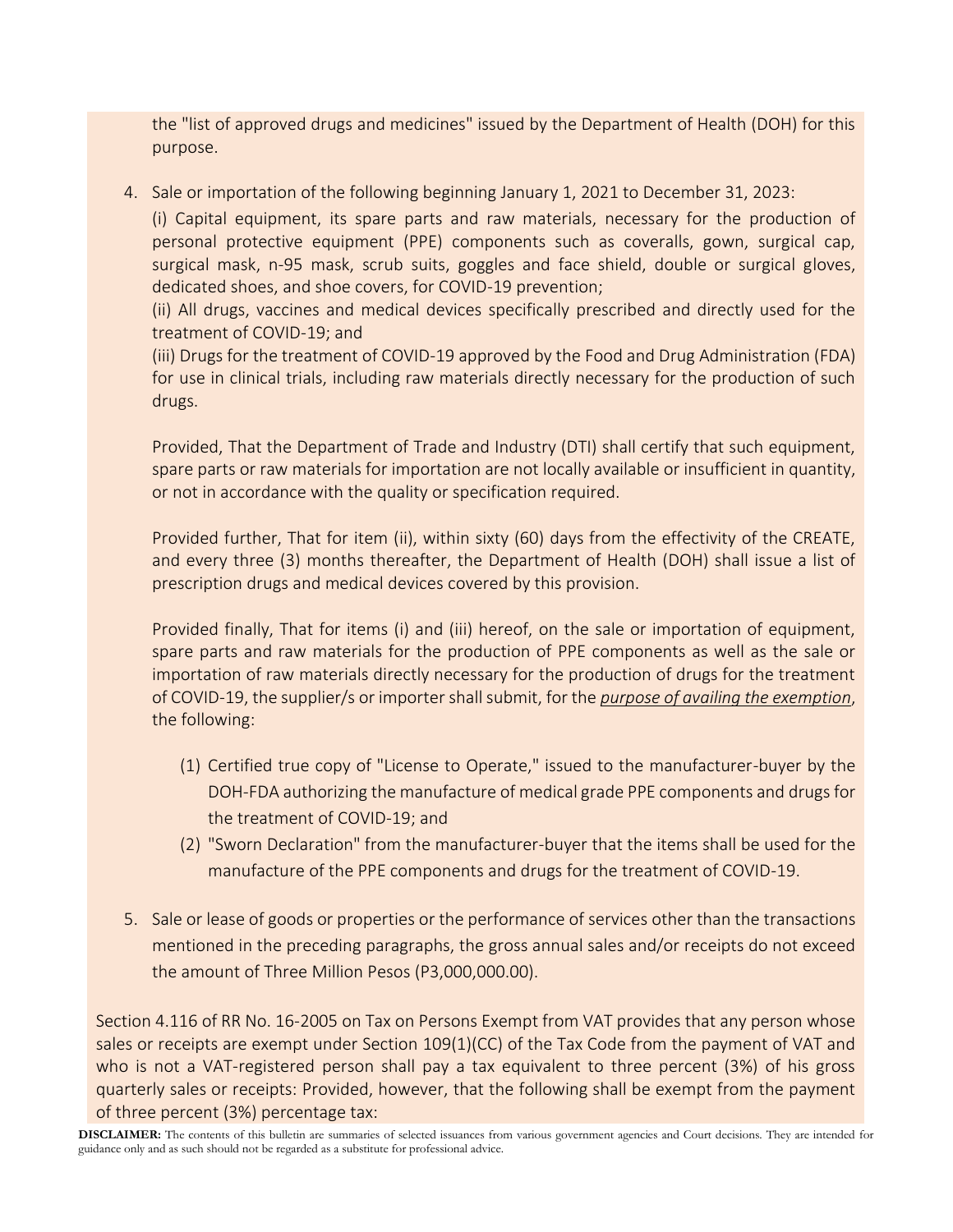the "list of approved drugs and medicines" issued by the Department of Health (DOH) for this purpose.

4. Sale or importation of the following beginning January 1, 2021 to December 31, 2023:

   (i) Capital equipment, its spare parts and raw materials, necessary for the production of personal protective equipment (PPE) components such as coveralls, gown, surgical cap, surgical mask, n-95 mask, scrub suits, goggles and face shield, double or surgical gloves, dedicated shoes, and shoe covers, for COVID-19 prevention;

   (ii) All drugs, vaccines and medical devices specifically prescribed and directly used for the treatment of COVID-19; and

   (iii) Drugs for the treatment of COVID-19 approved by the Food and Drug Administration (FDA) for use in clinical trials, including raw materials directly necessary for the production of such drugs.

   Provided, That the Department of Trade and Industry (DTI) shall certify that such equipment, spare parts or raw materials for importation are not locally available or insufficient in quantity, or not in accordance with the quality or specification required.

   Provided further, That for item (ii), within sixty (60) days from the effectivity of the CREATE, and every three (3) months thereafter, the Department of Health (DOH) shall issue a list of prescription drugs and medical devices covered by this provision.

   Provided finally, That for items (i) and (iii) hereof, on the sale or importation of equipment, spare parts and raw materials for the production of PPE components as well as the sale or importation of raw materials directly necessary for the production of drugs for the treatment of COVID-19, the supplier/s or importer shall submit, for the *purpose of availing the exemption*, the following:

   (1) Certified true copy of "License to Operate," issued to the manufacturer-buyer by the DOH-FDA authorizing the manufacture of medical grade PPE components and drugs for the treatment of COVID-19; and
   (2) "Sworn Declaration" from the manufacturer-buyer that the items shall be used for the manufacture of the PPE components and drugs for the treatment of COVID-19.

5. Sale or lease of goods or properties or the performance of services other than the transactions mentioned in the preceding paragraphs, the gross annual sales and/or receipts do not exceed the amount of Three Million Pesos (P3,000,000.00).

Section 4.116 of RR No. 16-2005 on Tax on Persons Exempt from VAT provides that any person whose sales or receipts are exempt under Section 109(1)(CC) of the Tax Code from the payment of VAT and who is not a VAT-registered person shall pay a tax equivalent to three percent (3%) of his gross quarterly sales or receipts: Provided, however, that the following shall be exempt from the payment of three percent (3%) percentage tax:

**DISCLAIMER:** The contents of this bulletin are summaries of selected issuances from various government agencies and Court decisions. They are intended for guidance only and as such should not be regarded as a substitute for professional advice.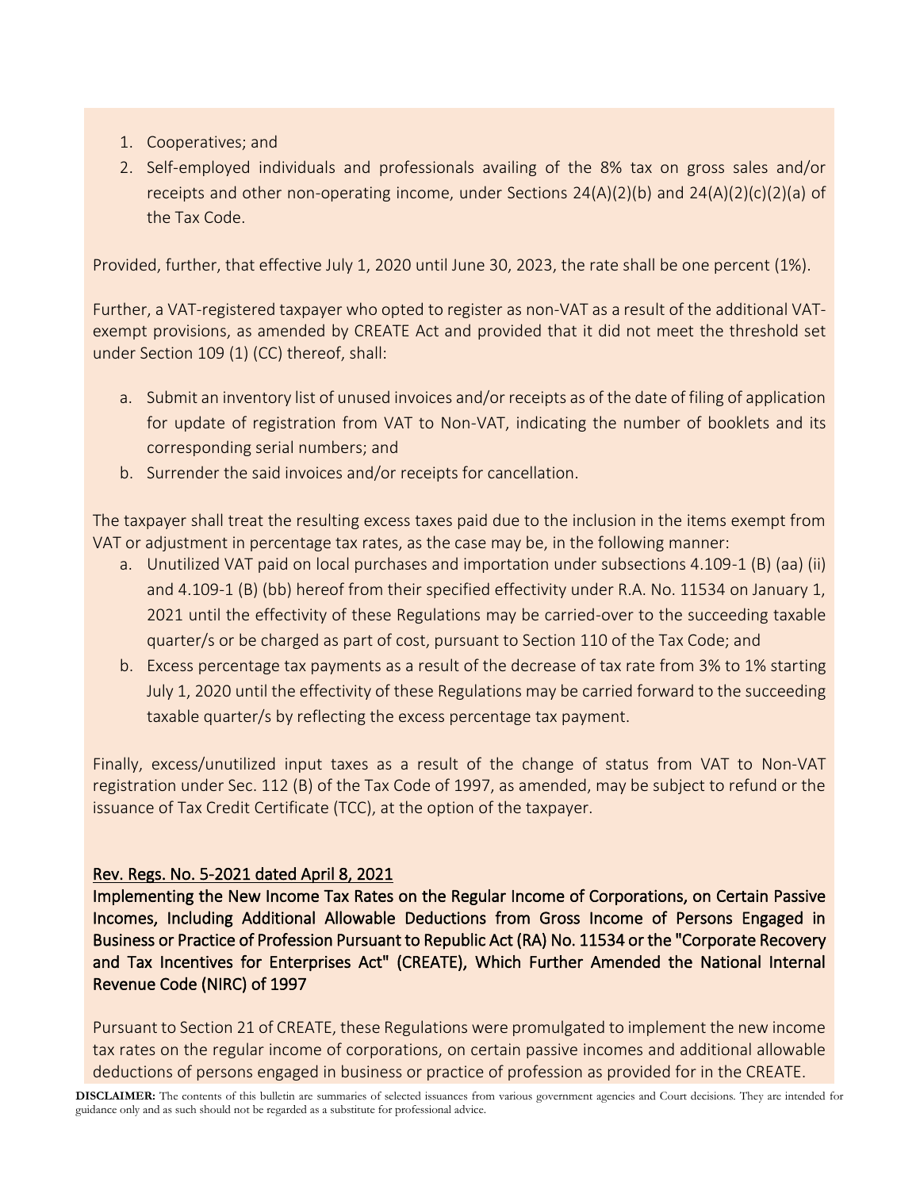1. Cooperatives; and
2. Self-employed individuals and professionals availing of the 8% tax on gross sales and/or receipts and other non-operating income, under Sections 24(A)(2)(b) and 24(A)(2)(c)(2)(a) of the Tax Code.

Provided, further, that effective July 1, 2020 until June 30, 2023, the rate shall be one percent (1%).

Further, a VAT-registered taxpayer who opted to register as non-VAT as a result of the additional VAT-exempt provisions, as amended by CREATE Act and provided that it did not meet the threshold set under Section 109 (1) (CC) thereof, shall:

a. Submit an inventory list of unused invoices and/or receipts as of the date of filing of application for update of registration from VAT to Non-VAT, indicating the number of booklets and its corresponding serial numbers; and
b. Surrender the said invoices and/or receipts for cancellation.

The taxpayer shall treat the resulting excess taxes paid due to the inclusion in the items exempt from VAT or adjustment in percentage tax rates, as the case may be, in the following manner:

a. Unutilized VAT paid on local purchases and importation under subsections 4.109-1 (B) (aa) (ii) and 4.109-1 (B) (bb) hereof from their specified effectivity under R.A. No. 11534 on January 1, 2021 until the effectivity of these Regulations may be carried-over to the succeeding taxable quarter/s or be charged as part of cost, pursuant to Section 110 of the Tax Code; and
b. Excess percentage tax payments as a result of the decrease of tax rate from 3% to 1% starting July 1, 2020 until the effectivity of these Regulations may be carried forward to the succeeding taxable quarter/s by reflecting the excess percentage tax payment.

Finally, excess/unutilized input taxes as a result of the change of status from VAT to Non-VAT registration under Sec. 112 (B) of the Tax Code of 1997, as amended, may be subject to refund or the issuance of Tax Credit Certificate (TCC), at the option of the taxpayer.

Rev. Regs. No. 5-2021 dated April 8, 2021

**Implementing the New Income Tax Rates on the Regular Income of Corporations, on Certain Passive Incomes, Including Additional Allowable Deductions from Gross Income of Persons Engaged in Business or Practice of Profession Pursuant to Republic Act (RA) No. 11534 or the "Corporate Recovery and Tax Incentives for Enterprises Act" (CREATE), Which Further Amended the National Internal Revenue Code (NIRC) of 1997**

Pursuant to Section 21 of CREATE, these Regulations were promulgated to implement the new income tax rates on the regular income of corporations, on certain passive incomes and additional allowable deductions of persons engaged in business or practice of profession as provided for in the CREATE.

**DISCLAIMER:** The contents of this bulletin are summaries of selected issuances from various government agencies and Court decisions. They are intended for guidance only and as such should not be regarded as a substitute for professional advice.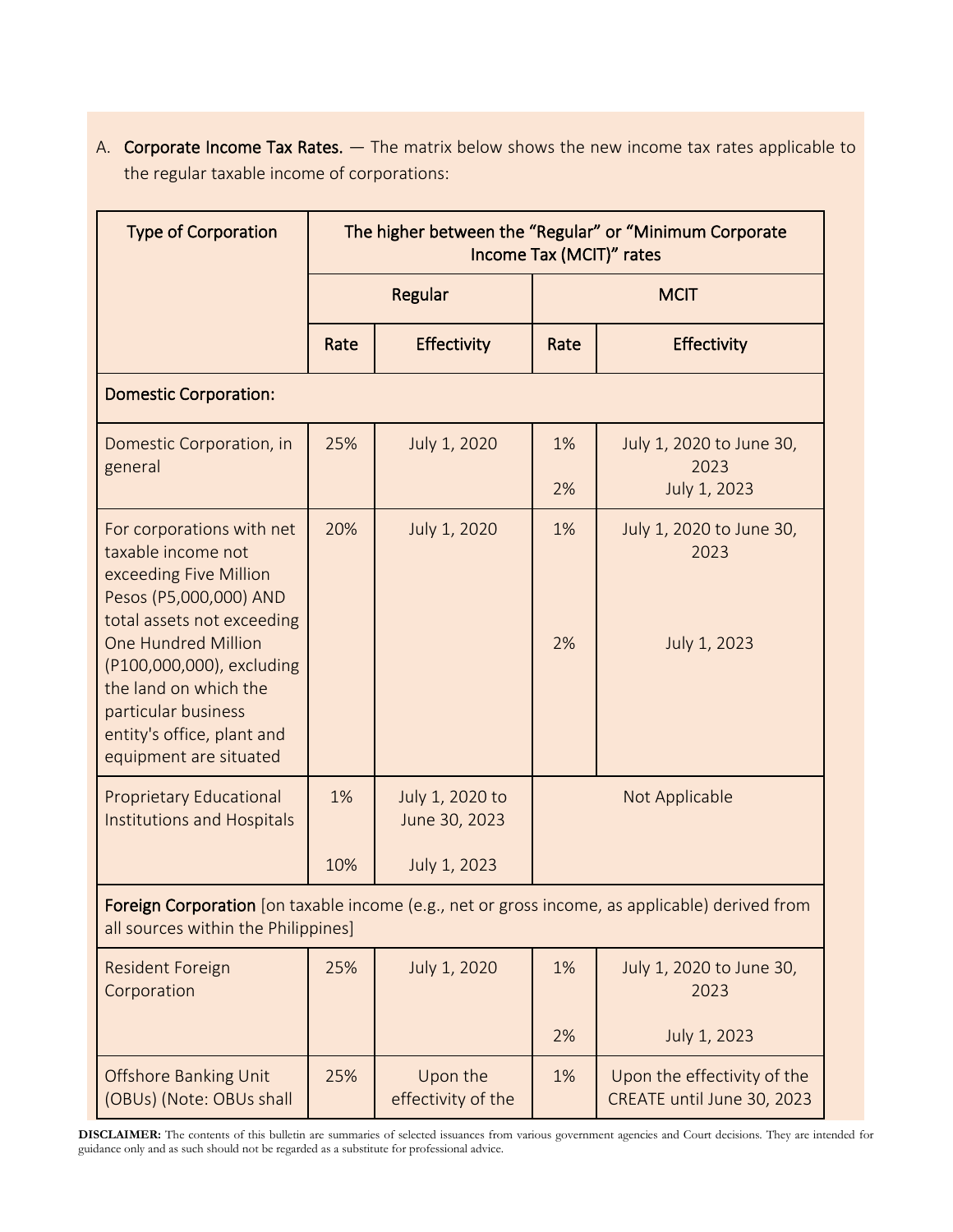A. **Corporate Income Tax Rates.** — The matrix below shows the new income tax rates applicable to the regular taxable income of corporations:

| Type of Corporation | The higher between the "Regular" or "Minimum Corporate Income Tax (MCIT)" rates | | | |
|---|---|---|---|---|
| | Regular | | MCIT | |
| | Rate | Effectivity | Rate | Effectivity |
| **Domestic Corporation:** | | | | |
| Domestic Corporation, in general | 25% | July 1, 2020 | 1%<br>2% | July 1, 2020 to June 30, 2023<br>July 1, 2023 |
| For corporations with net taxable income not exceeding Five Million Pesos (P5,000,000) AND total assets not exceeding One Hundred Million (P100,000,000), excluding the land on which the particular business entity's office, plant and equipment are situated | 20% | July 1, 2020 | 1%<br>2% | July 1, 2020 to June 30, 2023<br>July 1, 2023 |
| Proprietary Educational Institutions and Hospitals | 1%<br>10% | July 1, 2020 to June 30, 2023<br>July 1, 2023 | Not Applicable | |
| **Foreign Corporation** [on taxable income (e.g., net or gross income, as applicable) derived from all sources within the Philippines] | | | | |
| Resident Foreign Corporation | 25% | July 1, 2020 | 1%<br>2% | July 1, 2020 to June 30, 2023<br>July 1, 2023 |
| Offshore Banking Unit (OBUs) (Note: OBUs shall | 25% | Upon the effectivity of the | 1% | Upon the effectivity of the CREATE until June 30, 2023 |

**DISCLAIMER:** The contents of this bulletin are summaries of selected issuances from various government agencies and Court decisions. They are intended for guidance only and as such should not be regarded as a substitute for professional advice.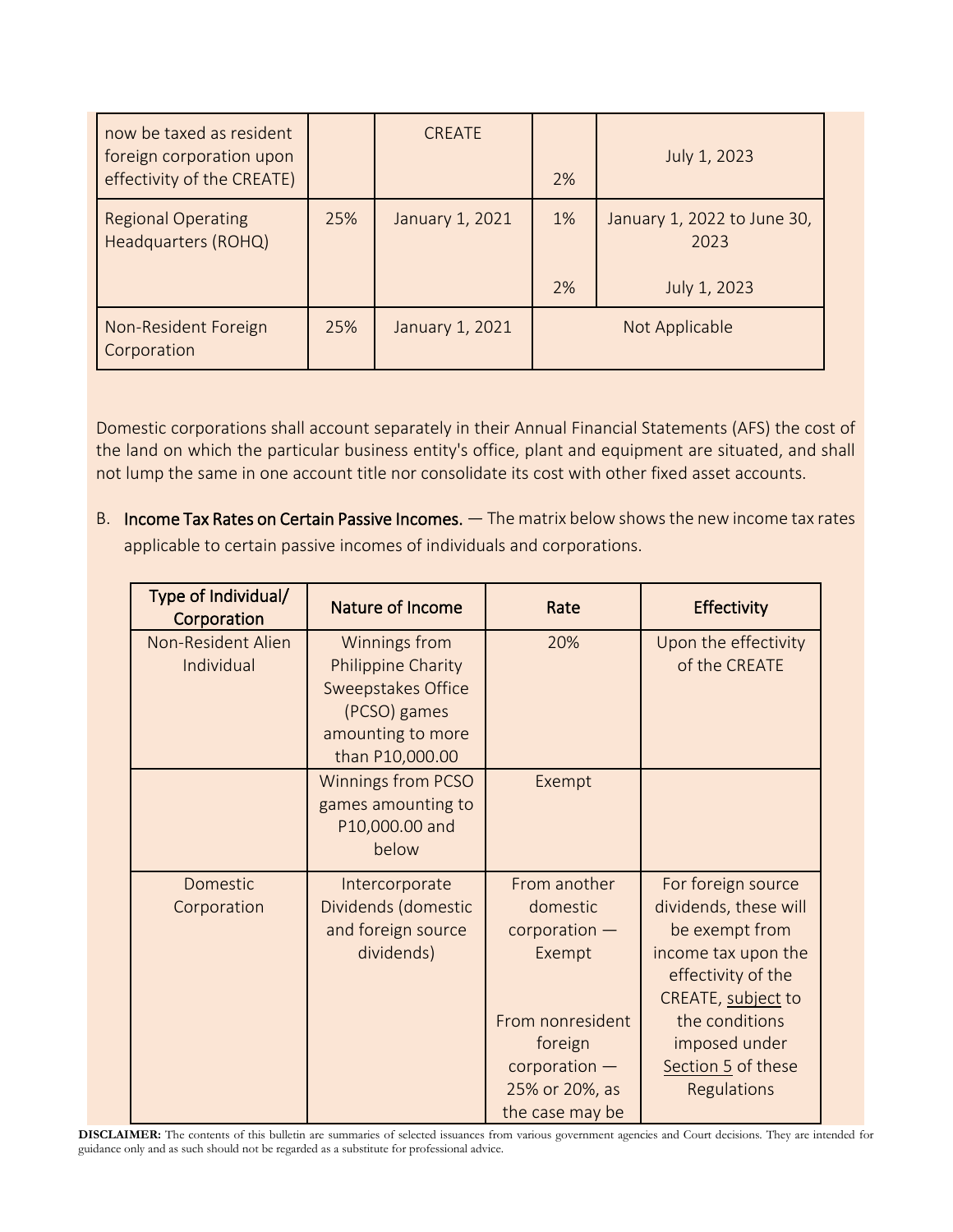| | | | | |
|---|---|---|---|---|
| now be taxed as resident foreign corporation upon effectivity of the CREATE) | | CREATE | 2% | July 1, 2023 |
| Regional Operating Headquarters (ROHQ) | 25% | January 1, 2021 | 1%<br><br>2% | January 1, 2022 to June 30, 2023<br><br>July 1, 2023 |
| Non-Resident Foreign Corporation | 25% | January 1, 2021 | Not Applicable | |

Domestic corporations shall account separately in their Annual Financial Statements (AFS) the cost of the land on which the particular business entity's office, plant and equipment are situated, and shall not lump the same in one account title nor consolidate its cost with other fixed asset accounts.

B. **Income Tax Rates on Certain Passive Incomes.** — The matrix below shows the new income tax rates applicable to certain passive incomes of individuals and corporations.

| Type of Individual/ Corporation | Nature of Income | Rate | Effectivity |
|---|---|---|---|
| Non-Resident Alien Individual | Winnings from Philippine Charity Sweepstakes Office (PCSO) games amounting to more than P10,000.00 | 20% | Upon the effectivity of the CREATE |
| | Winnings from PCSO games amounting to P10,000.00 and below | Exempt | |
| Domestic Corporation | Intercorporate Dividends (domestic and foreign source dividends) | From another domestic corporation — Exempt<br><br>From nonresident foreign corporation — 25% or 20%, as the case may be | For foreign source dividends, these will be exempt from income tax upon the effectivity of the CREATE, subject to the conditions imposed under Section 5 of these Regulations |

**DISCLAIMER:** The contents of this bulletin are summaries of selected issuances from various government agencies and Court decisions. They are intended for guidance only and as such should not be regarded as a substitute for professional advice.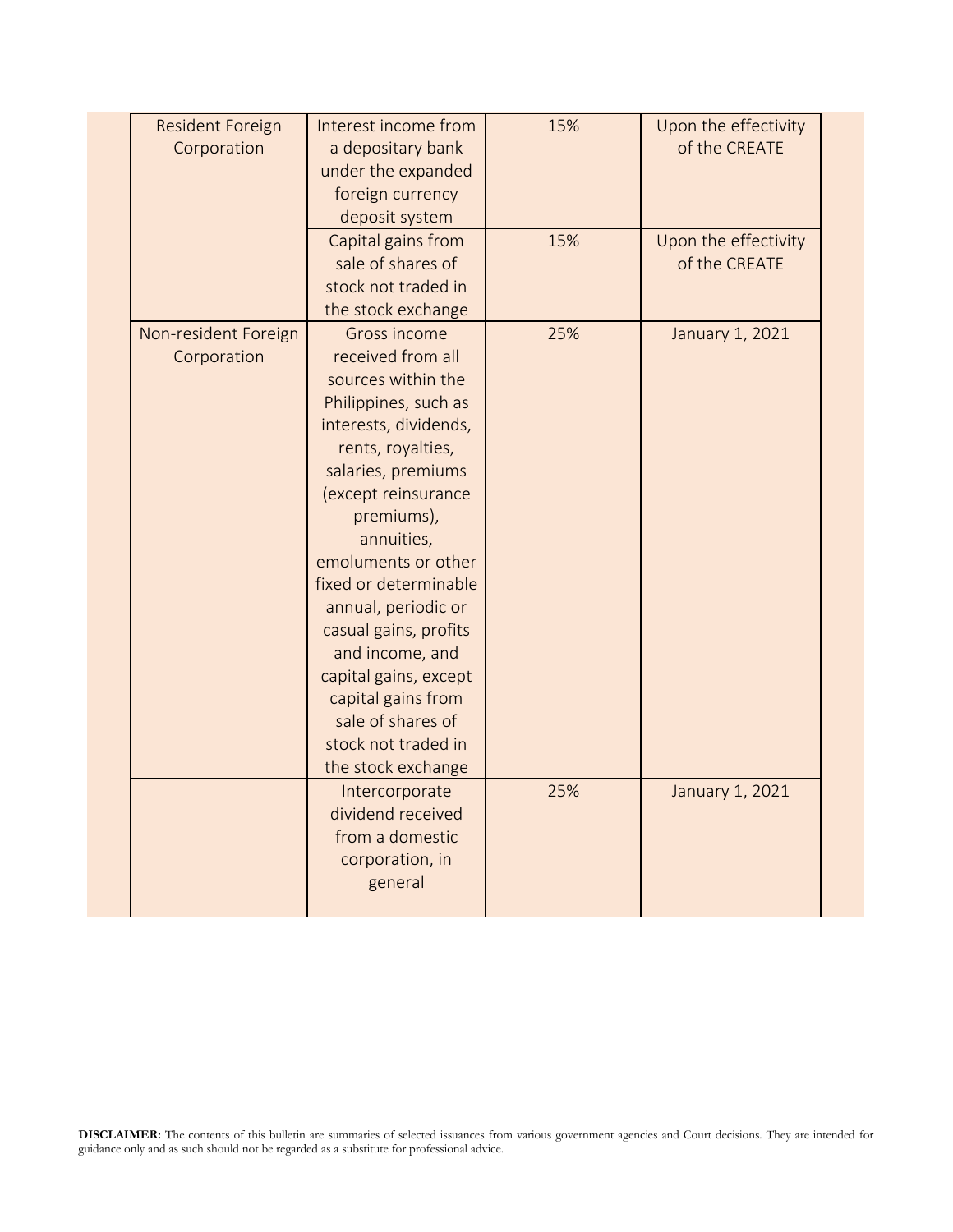| | | | |
|---|---|---|---|
| Resident Foreign Corporation | Interest income from a depositary bank under the expanded foreign currency deposit system | 15% | Upon the effectivity of the CREATE |
| | Capital gains from sale of shares of stock not traded in the stock exchange | 15% | Upon the effectivity of the CREATE |
| Non-resident Foreign Corporation | Gross income received from all sources within the Philippines, such as interests, dividends, rents, royalties, salaries, premiums (except reinsurance premiums), annuities, emoluments or other fixed or determinable annual, periodic or casual gains, profits and income, and capital gains, except capital gains from sale of shares of stock not traded in the stock exchange | 25% | January 1, 2021 |
| | Intercorporate dividend received from a domestic corporation, in general | 25% | January 1, 2021 |

**DISCLAIMER:** The contents of this bulletin are summaries of selected issuances from various government agencies and Court decisions. They are intended for guidance only and as such should not be regarded as a substitute for professional advice.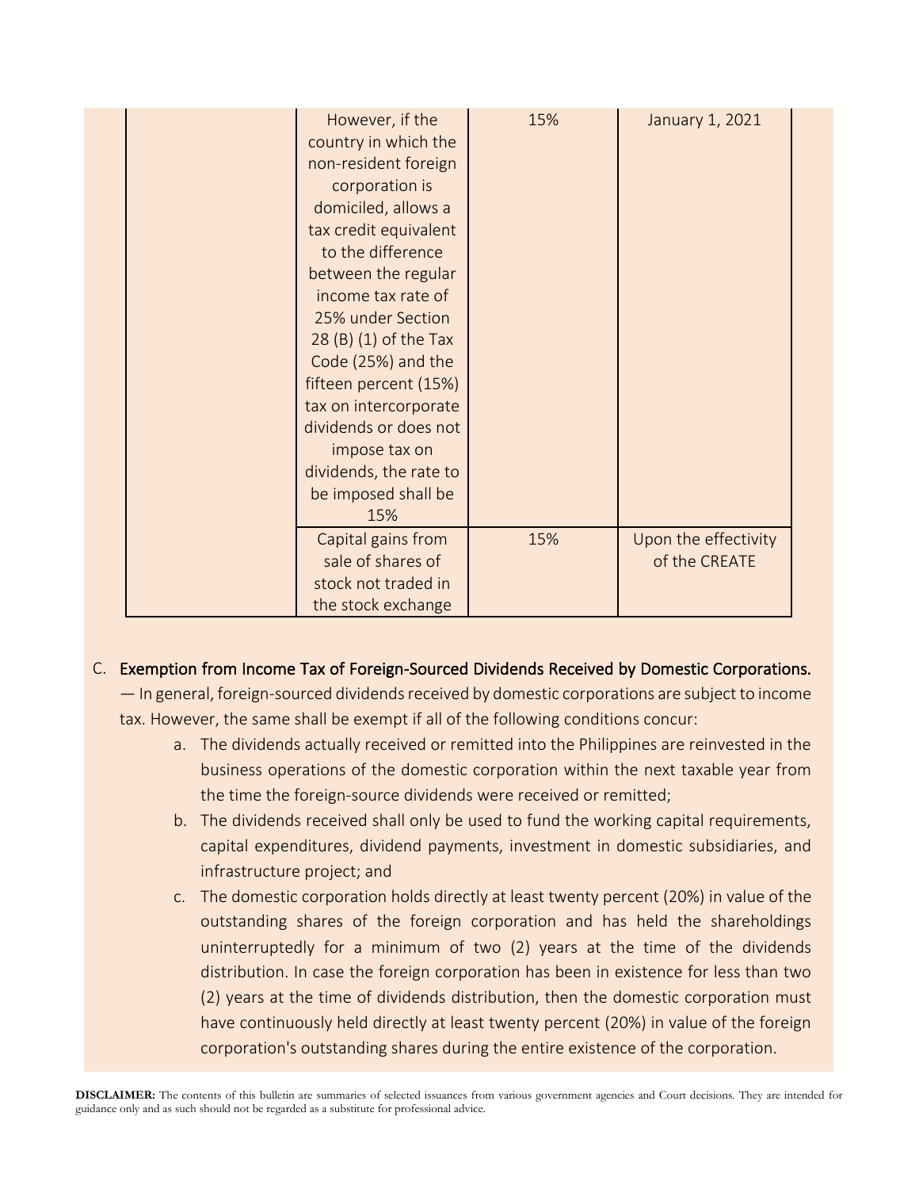| | | | |
|---|---|---|---|
| | However, if the country in which the non-resident foreign corporation is domiciled, allows a tax credit equivalent to the difference between the regular income tax rate of 25% under Section 28 (B) (1) of the Tax Code (25%) and the fifteen percent (15%) tax on intercorporate dividends or does not impose tax on dividends, the rate to be imposed shall be 15% | 15% | January 1, 2021 |
| | Capital gains from sale of shares of stock not traded in the stock exchange | 15% | Upon the effectivity of the CREATE |

C. Exemption from Income Tax of Foreign-Sourced Dividends Received by Domestic Corporations. — In general, foreign-sourced dividends received by domestic corporations are subject to income tax. However, the same shall be exempt if all of the following conditions concur:

a. The dividends actually received or remitted into the Philippines are reinvested in the business operations of the domestic corporation within the next taxable year from the time the foreign-source dividends were received or remitted;
b. The dividends received shall only be used to fund the working capital requirements, capital expenditures, dividend payments, investment in domestic subsidiaries, and infrastructure project; and
c. The domestic corporation holds directly at least twenty percent (20%) in value of the outstanding shares of the foreign corporation and has held the shareholdings uninterruptedly for a minimum of two (2) years at the time of the dividends distribution. In case the foreign corporation has been in existence for less than two (2) years at the time of dividends distribution, then the domestic corporation must have continuously held directly at least twenty percent (20%) in value of the foreign corporation's outstanding shares during the entire existence of the corporation.

**DISCLAIMER:** The contents of this bulletin are summaries of selected issuances from various government agencies and Court decisions. They are intended for guidance only and as such should not be regarded as a substitute for professional advice.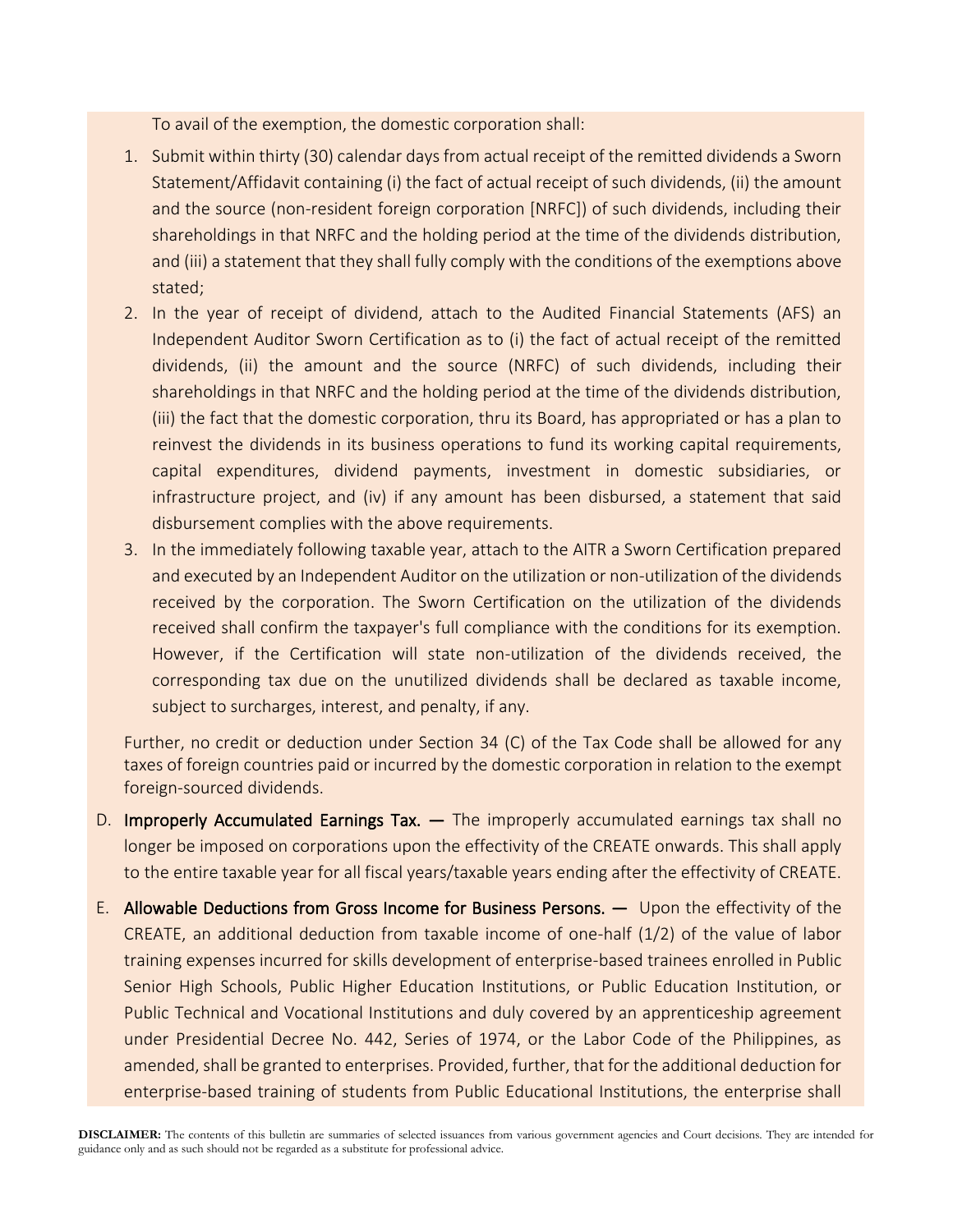To avail of the exemption, the domestic corporation shall:

1. Submit within thirty (30) calendar days from actual receipt of the remitted dividends a Sworn Statement/Affidavit containing (i) the fact of actual receipt of such dividends, (ii) the amount and the source (non-resident foreign corporation [NRFC]) of such dividends, including their shareholdings in that NRFC and the holding period at the time of the dividends distribution, and (iii) a statement that they shall fully comply with the conditions of the exemptions above stated;
2. In the year of receipt of dividend, attach to the Audited Financial Statements (AFS) an Independent Auditor Sworn Certification as to (i) the fact of actual receipt of the remitted dividends, (ii) the amount and the source (NRFC) of such dividends, including their shareholdings in that NRFC and the holding period at the time of the dividends distribution, (iii) the fact that the domestic corporation, thru its Board, has appropriated or has a plan to reinvest the dividends in its business operations to fund its working capital requirements, capital expenditures, dividend payments, investment in domestic subsidiaries, or infrastructure project, and (iv) if any amount has been disbursed, a statement that said disbursement complies with the above requirements.
3. In the immediately following taxable year, attach to the AITR a Sworn Certification prepared and executed by an Independent Auditor on the utilization or non-utilization of the dividends received by the corporation. The Sworn Certification on the utilization of the dividends received shall confirm the taxpayer's full compliance with the conditions for its exemption. However, if the Certification will state non-utilization of the dividends received, the corresponding tax due on the unutilized dividends shall be declared as taxable income, subject to surcharges, interest, and penalty, if any.

Further, no credit or deduction under Section 34 (C) of the Tax Code shall be allowed for any taxes of foreign countries paid or incurred by the domestic corporation in relation to the exempt foreign-sourced dividends.

D. **Improperly Accumulated Earnings Tax. —** The improperly accumulated earnings tax shall no longer be imposed on corporations upon the effectivity of the CREATE onwards. This shall apply to the entire taxable year for all fiscal years/taxable years ending after the effectivity of CREATE.

E. **Allowable Deductions from Gross Income for Business Persons. —** Upon the effectivity of the CREATE, an additional deduction from taxable income of one-half (1/2) of the value of labor training expenses incurred for skills development of enterprise-based trainees enrolled in Public Senior High Schools, Public Higher Education Institutions, or Public Education Institution, or Public Technical and Vocational Institutions and duly covered by an apprenticeship agreement under Presidential Decree No. 442, Series of 1974, or the Labor Code of the Philippines, as amended, shall be granted to enterprises. Provided, further, that for the additional deduction for enterprise-based training of students from Public Educational Institutions, the enterprise shall

**DISCLAIMER:** The contents of this bulletin are summaries of selected issuances from various government agencies and Court decisions. They are intended for guidance only and as such should not be regarded as a substitute for professional advice.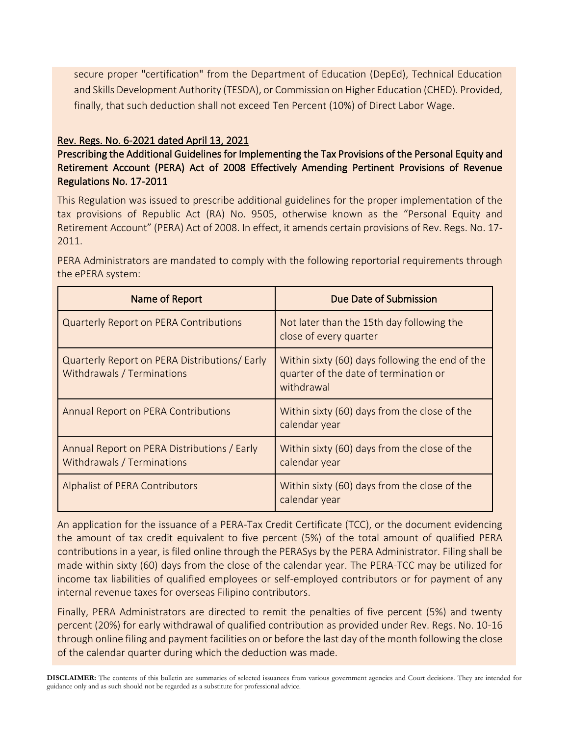secure proper "certification" from the Department of Education (DepEd), Technical Education and Skills Development Authority (TESDA), or Commission on Higher Education (CHED). Provided, finally, that such deduction shall not exceed Ten Percent (10%) of Direct Labor Wage.

Rev. Regs. No. 6-2021 dated April 13, 2021

### Prescribing the Additional Guidelines for Implementing the Tax Provisions of the Personal Equity and Retirement Account (PERA) Act of 2008 Effectively Amending Pertinent Provisions of Revenue Regulations No. 17-2011

This Regulation was issued to prescribe additional guidelines for the proper implementation of the tax provisions of Republic Act (RA) No. 9505, otherwise known as the "Personal Equity and Retirement Account" (PERA) Act of 2008. In effect, it amends certain provisions of Rev. Regs. No. 17-2011.

PERA Administrators are mandated to comply with the following reportorial requirements through the ePERA system:

| Name of Report | Due Date of Submission |
|---|---|
| Quarterly Report on PERA Contributions | Not later than the 15th day following the close of every quarter |
| Quarterly Report on PERA Distributions/ Early Withdrawals / Terminations | Within sixty (60) days following the end of the quarter of the date of termination or withdrawal |
| Annual Report on PERA Contributions | Within sixty (60) days from the close of the calendar year |
| Annual Report on PERA Distributions / Early Withdrawals / Terminations | Within sixty (60) days from the close of the calendar year |
| Alphalist of PERA Contributors | Within sixty (60) days from the close of the calendar year |

An application for the issuance of a PERA-Tax Credit Certificate (TCC), or the document evidencing the amount of tax credit equivalent to five percent (5%) of the total amount of qualified PERA contributions in a year, is filed online through the PERASys by the PERA Administrator. Filing shall be made within sixty (60) days from the close of the calendar year. The PERA-TCC may be utilized for income tax liabilities of qualified employees or self-employed contributors or for payment of any internal revenue taxes for overseas Filipino contributors.

Finally, PERA Administrators are directed to remit the penalties of five percent (5%) and twenty percent (20%) for early withdrawal of qualified contribution as provided under Rev. Regs. No. 10-16 through online filing and payment facilities on or before the last day of the month following the close of the calendar quarter during which the deduction was made.

**DISCLAIMER:** The contents of this bulletin are summaries of selected issuances from various government agencies and Court decisions. They are intended for guidance only and as such should not be regarded as a substitute for professional advice.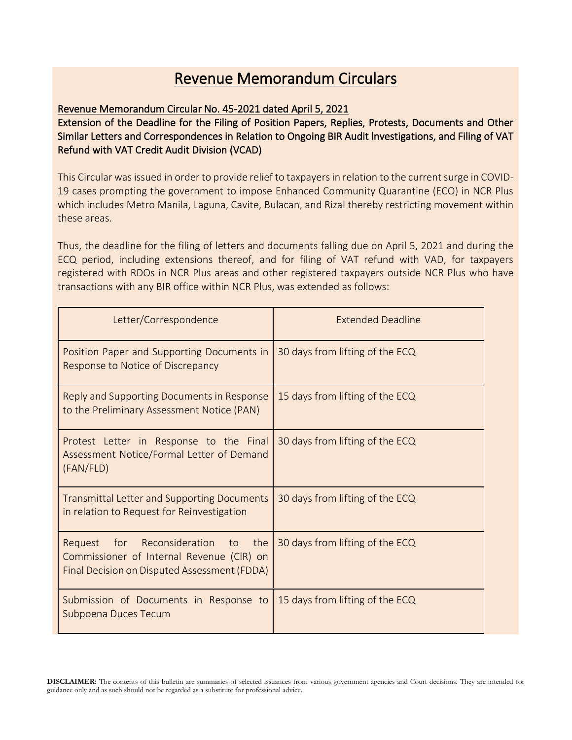# Revenue Memorandum Circulars

## Revenue Memorandum Circular No. 45-2021 dated April 5, 2021

**Extension of the Deadline for the Filing of Position Papers, Replies, Protests, Documents and Other Similar Letters and Correspondences in Relation to Ongoing BIR Audit Investigations, and Filing of VAT Refund with VAT Credit Audit Division (VCAD)**

This Circular was issued in order to provide relief to taxpayers in relation to the current surge in COVID-19 cases prompting the government to impose Enhanced Community Quarantine (ECQ) in NCR Plus which includes Metro Manila, Laguna, Cavite, Bulacan, and Rizal thereby restricting movement within these areas.

Thus, the deadline for the filing of letters and documents falling due on April 5, 2021 and during the ECQ period, including extensions thereof, and for filing of VAT refund with VAD, for taxpayers registered with RDOs in NCR Plus areas and other registered taxpayers outside NCR Plus who have transactions with any BIR office within NCR Plus, was extended as follows:

| Letter/Correspondence | Extended Deadline |
| --- | --- |
| Position Paper and Supporting Documents in Response to Notice of Discrepancy | 30 days from lifting of the ECQ |
| Reply and Supporting Documents in Response to the Preliminary Assessment Notice (PAN) | 15 days from lifting of the ECQ |
| Protest Letter in Response to the Final Assessment Notice/Formal Letter of Demand (FAN/FLD) | 30 days from lifting of the ECQ |
| Transmittal Letter and Supporting Documents in relation to Request for Reinvestigation | 30 days from lifting of the ECQ |
| Request for Reconsideration to the Commissioner of Internal Revenue (CIR) on Final Decision on Disputed Assessment (FDDA) | 30 days from lifting of the ECQ |
| Submission of Documents in Response to Subpoena Duces Tecum | 15 days from lifting of the ECQ |

**DISCLAIMER:** The contents of this bulletin are summaries of selected issuances from various government agencies and Court decisions. They are intended for guidance only and as such should not be regarded as a substitute for professional advice.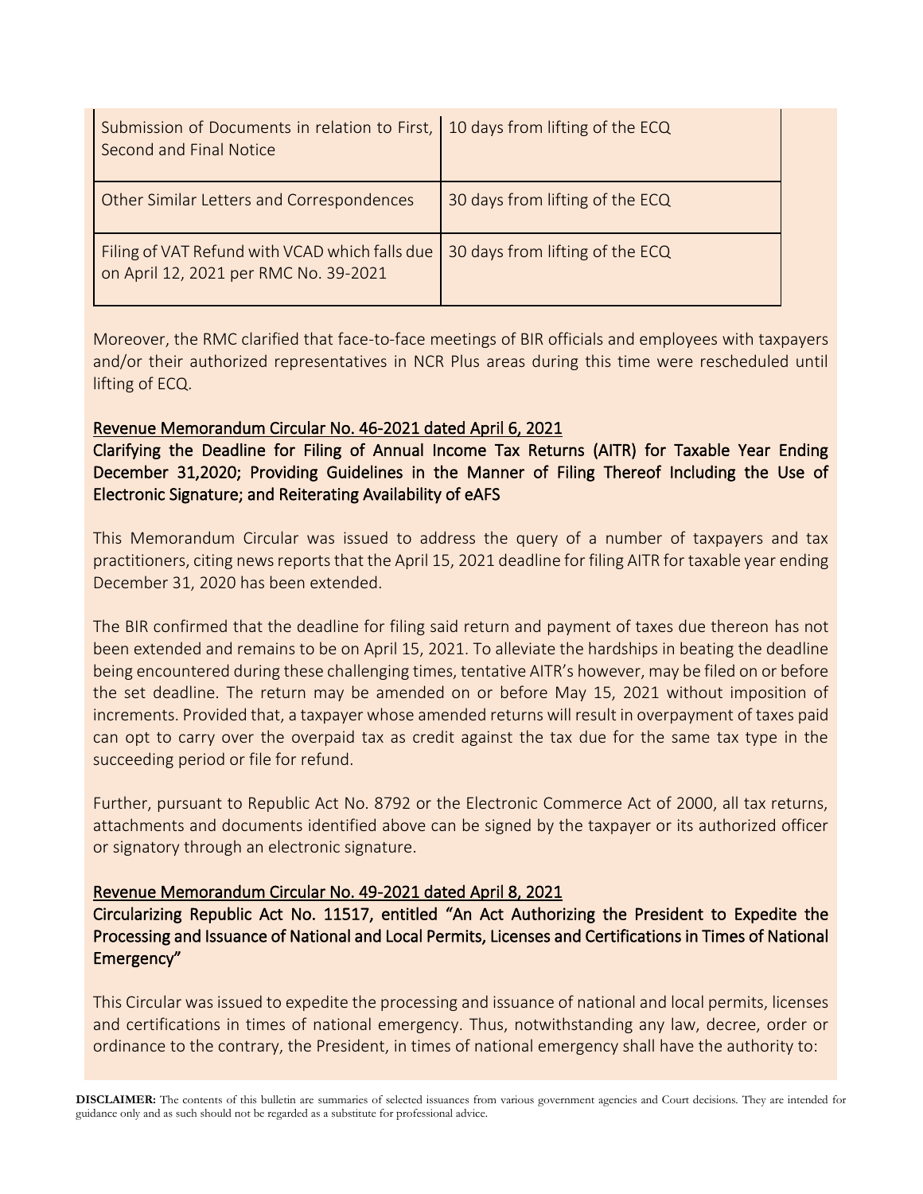| | |
|---|---|
| Submission of Documents in relation to First, Second and Final Notice | 10 days from lifting of the ECQ |
| Other Similar Letters and Correspondences | 30 days from lifting of the ECQ |
| Filing of VAT Refund with VCAD which falls due on April 12, 2021 per RMC No. 39-2021 | 30 days from lifting of the ECQ |

Moreover, the RMC clarified that face-to-face meetings of BIR officials and employees with taxpayers and/or their authorized representatives in NCR Plus areas during this time were rescheduled until lifting of ECQ.

**Revenue Memorandum Circular No. 46-2021 dated April 6, 2021**

**Clarifying the Deadline for Filing of Annual Income Tax Returns (AITR) for Taxable Year Ending December 31,2020; Providing Guidelines in the Manner of Filing Thereof Including the Use of Electronic Signature; and Reiterating Availability of eAFS**

This Memorandum Circular was issued to address the query of a number of taxpayers and tax practitioners, citing news reports that the April 15, 2021 deadline for filing AITR for taxable year ending December 31, 2020 has been extended.

The BIR confirmed that the deadline for filing said return and payment of taxes due thereon has not been extended and remains to be on April 15, 2021. To alleviate the hardships in beating the deadline being encountered during these challenging times, tentative AITR's however, may be filed on or before the set deadline. The return may be amended on or before May 15, 2021 without imposition of increments. Provided that, a taxpayer whose amended returns will result in overpayment of taxes paid can opt to carry over the overpaid tax as credit against the tax due for the same tax type in the succeeding period or file for refund.

Further, pursuant to Republic Act No. 8792 or the Electronic Commerce Act of 2000, all tax returns, attachments and documents identified above can be signed by the taxpayer or its authorized officer or signatory through an electronic signature.

**Revenue Memorandum Circular No. 49-2021 dated April 8, 2021**

**Circularizing Republic Act No. 11517, entitled "An Act Authorizing the President to Expedite the Processing and Issuance of National and Local Permits, Licenses and Certifications in Times of National Emergency"**

This Circular was issued to expedite the processing and issuance of national and local permits, licenses and certifications in times of national emergency. Thus, notwithstanding any law, decree, order or ordinance to the contrary, the President, in times of national emergency shall have the authority to:

**DISCLAIMER:** The contents of this bulletin are summaries of selected issuances from various government agencies and Court decisions. They are intended for guidance only and as such should not be regarded as a substitute for professional advice.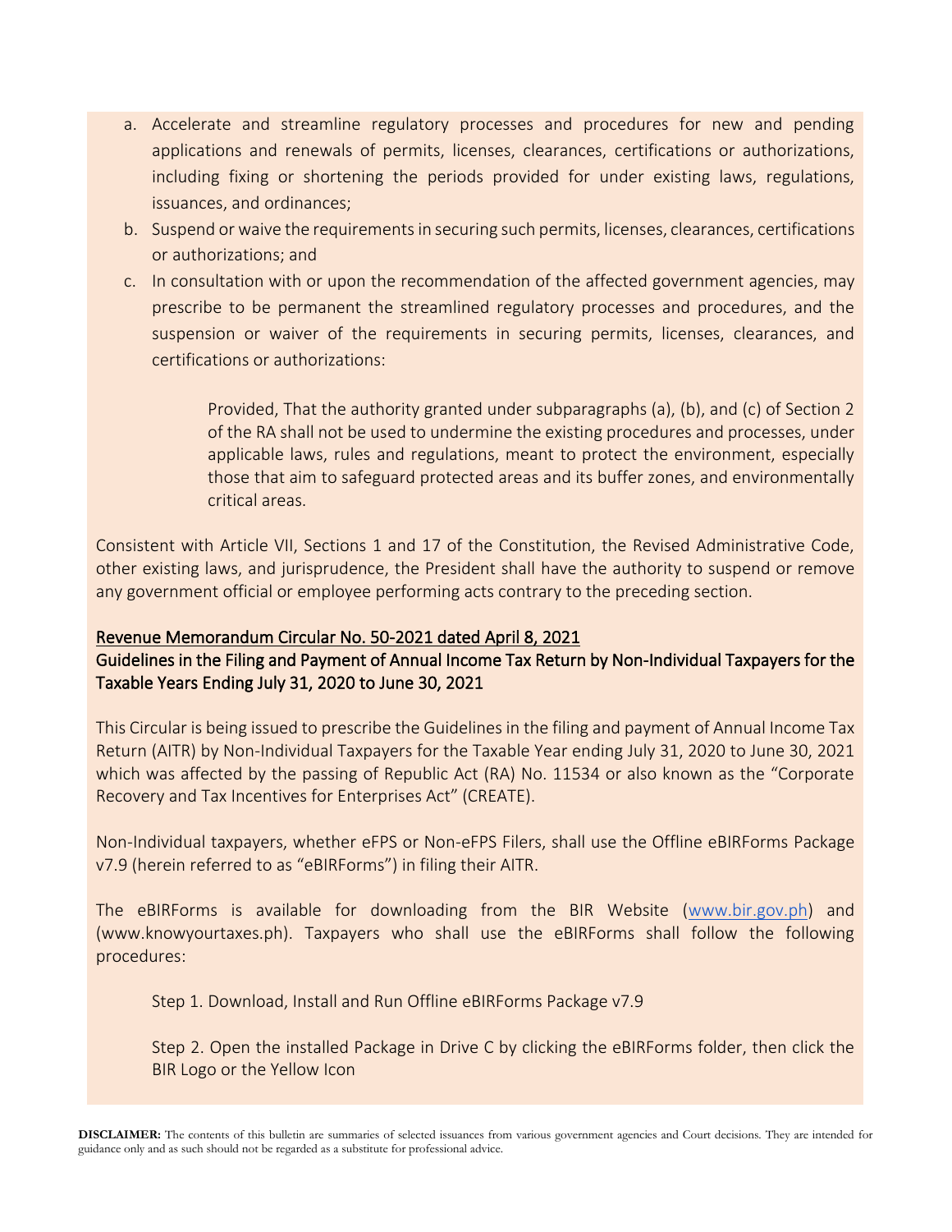a. Accelerate and streamline regulatory processes and procedures for new and pending applications and renewals of permits, licenses, clearances, certifications or authorizations, including fixing or shortening the periods provided for under existing laws, regulations, issuances, and ordinances;
b. Suspend or waive the requirements in securing such permits, licenses, clearances, certifications or authorizations; and
c. In consultation with or upon the recommendation of the affected government agencies, may prescribe to be permanent the streamlined regulatory processes and procedures, and the suspension or waiver of the requirements in securing permits, licenses, clearances, and certifications or authorizations:

> Provided, That the authority granted under subparagraphs (a), (b), and (c) of Section 2 of the RA shall not be used to undermine the existing procedures and processes, under applicable laws, rules and regulations, meant to protect the environment, especially those that aim to safeguard protected areas and its buffer zones, and environmentally critical areas.

Consistent with Article VII, Sections 1 and 17 of the Constitution, the Revised Administrative Code, other existing laws, and jurisprudence, the President shall have the authority to suspend or remove any government official or employee performing acts contrary to the preceding section.

<u>Revenue Memorandum Circular No. 50-2021 dated April 8, 2021</u>
Guidelines in the Filing and Payment of Annual Income Tax Return by Non-Individual Taxpayers for the Taxable Years Ending July 31, 2020 to June 30, 2021

This Circular is being issued to prescribe the Guidelines in the filing and payment of Annual Income Tax Return (AITR) by Non-Individual Taxpayers for the Taxable Year ending July 31, 2020 to June 30, 2021 which was affected by the passing of Republic Act (RA) No. 11534 or also known as the "Corporate Recovery and Tax Incentives for Enterprises Act" (CREATE).

Non-Individual taxpayers, whether eFPS or Non-eFPS Filers, shall use the Offline eBIRForms Package v7.9 (herein referred to as "eBIRForms") in filing their AITR.

The eBIRForms is available for downloading from the BIR Website (www.bir.gov.ph) and (www.knowyourtaxes.ph). Taxpayers who shall use the eBIRForms shall follow the following procedures:

Step 1. Download, Install and Run Offline eBIRForms Package v7.9

Step 2. Open the installed Package in Drive C by clicking the eBIRForms folder, then click the BIR Logo or the Yellow Icon

**DISCLAIMER:** The contents of this bulletin are summaries of selected issuances from various government agencies and Court decisions. They are intended for guidance only and as such should not be regarded as a substitute for professional advice.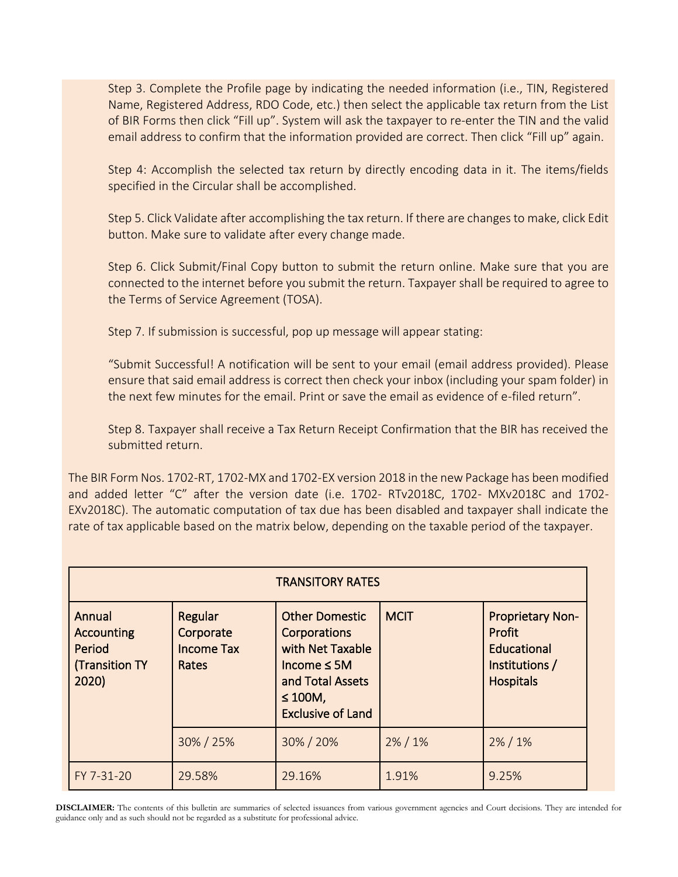Step 3. Complete the Profile page by indicating the needed information (i.e., TIN, Registered Name, Registered Address, RDO Code, etc.) then select the applicable tax return from the List of BIR Forms then click "Fill up". System will ask the taxpayer to re-enter the TIN and the valid email address to confirm that the information provided are correct. Then click "Fill up" again.

Step 4: Accomplish the selected tax return by directly encoding data in it. The items/fields specified in the Circular shall be accomplished.

Step 5. Click Validate after accomplishing the tax return. If there are changes to make, click Edit button. Make sure to validate after every change made.

Step 6. Click Submit/Final Copy button to submit the return online. Make sure that you are connected to the internet before you submit the return. Taxpayer shall be required to agree to the Terms of Service Agreement (TOSA).

Step 7. If submission is successful, pop up message will appear stating:

"Submit Successful! A notification will be sent to your email (email address provided). Please ensure that said email address is correct then check your inbox (including your spam folder) in the next few minutes for the email. Print or save the email as evidence of e-filed return".

Step 8. Taxpayer shall receive a Tax Return Receipt Confirmation that the BIR has received the submitted return.

The BIR Form Nos. 1702-RT, 1702-MX and 1702-EX version 2018 in the new Package has been modified and added letter "C" after the version date (i.e. 1702- RTv2018C, 1702- MXv2018C and 1702-EXv2018C). The automatic computation of tax due has been disabled and taxpayer shall indicate the rate of tax applicable based on the matrix below, depending on the taxable period of the taxpayer.

| TRANSITORY RATES | | | | |
|---|---|---|---|---|
| **Annual Accounting Period (Transition TY 2020)** | **Regular Corporate Income Tax Rates** | **Other Domestic Corporations with Net Taxable Income ≤ 5M and Total Assets ≤ 100M, Exclusive of Land** | **MCIT** | **Proprietary Non-Profit Educational Institutions / Hospitals** |
| | 30% / 25% | 30% / 20% | 2% / 1% | 2% / 1% |
| FY 7-31-20 | 29.58% | 29.16% | 1.91% | 9.25% |

**DISCLAIMER:** The contents of this bulletin are summaries of selected issuances from various government agencies and Court decisions. They are intended for guidance only and as such should not be regarded as a substitute for professional advice.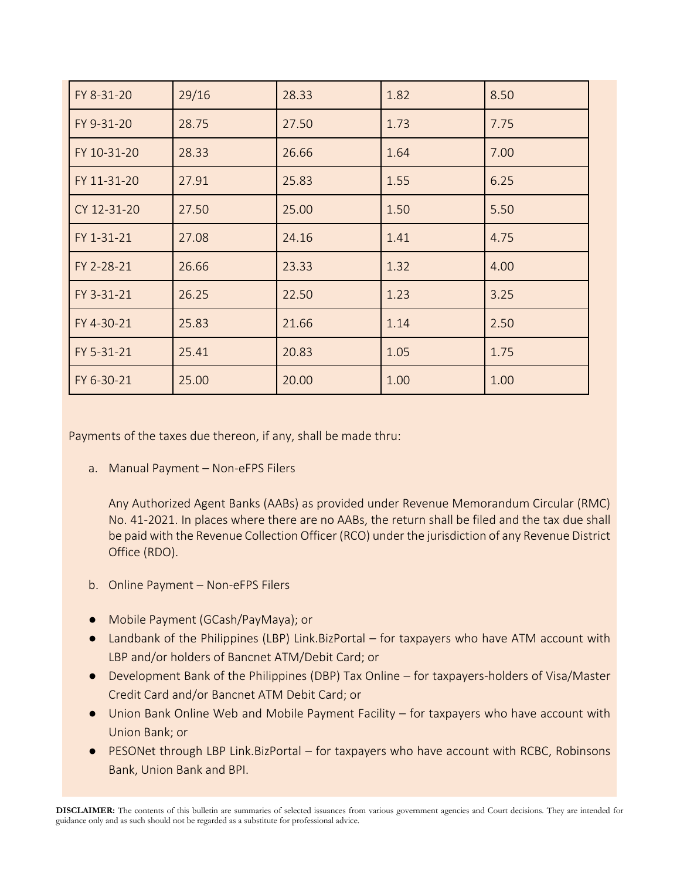| FY 8-31-20 | 29/16 | 28.33 | 1.82 | 8.50 |
|---|---|---|---|---|
| FY 9-31-20 | 28.75 | 27.50 | 1.73 | 7.75 |
| FY 10-31-20 | 28.33 | 26.66 | 1.64 | 7.00 |
| FY 11-31-20 | 27.91 | 25.83 | 1.55 | 6.25 |
| CY 12-31-20 | 27.50 | 25.00 | 1.50 | 5.50 |
| FY 1-31-21 | 27.08 | 24.16 | 1.41 | 4.75 |
| FY 2-28-21 | 26.66 | 23.33 | 1.32 | 4.00 |
| FY 3-31-21 | 26.25 | 22.50 | 1.23 | 3.25 |
| FY 4-30-21 | 25.83 | 21.66 | 1.14 | 2.50 |
| FY 5-31-21 | 25.41 | 20.83 | 1.05 | 1.75 |
| FY 6-30-21 | 25.00 | 20.00 | 1.00 | 1.00 |

Payments of the taxes due thereon, if any, shall be made thru:

a. Manual Payment – Non-eFPS Filers

   Any Authorized Agent Banks (AABs) as provided under Revenue Memorandum Circular (RMC) No. 41-2021. In places where there are no AABs, the return shall be filed and the tax due shall be paid with the Revenue Collection Officer (RCO) under the jurisdiction of any Revenue District Office (RDO).

b. Online Payment – Non-eFPS Filers

- Mobile Payment (GCash/PayMaya); or
- Landbank of the Philippines (LBP) Link.BizPortal – for taxpayers who have ATM account with LBP and/or holders of Bancnet ATM/Debit Card; or
- Development Bank of the Philippines (DBP) Tax Online – for taxpayers-holders of Visa/Master Credit Card and/or Bancnet ATM Debit Card; or
- Union Bank Online Web and Mobile Payment Facility – for taxpayers who have account with Union Bank; or
- PESONet through LBP Link.BizPortal – for taxpayers who have account with RCBC, Robinsons Bank, Union Bank and BPI.

**DISCLAIMER:** The contents of this bulletin are summaries of selected issuances from various government agencies and Court decisions. They are intended for guidance only and as such should not be regarded as a substitute for professional advice.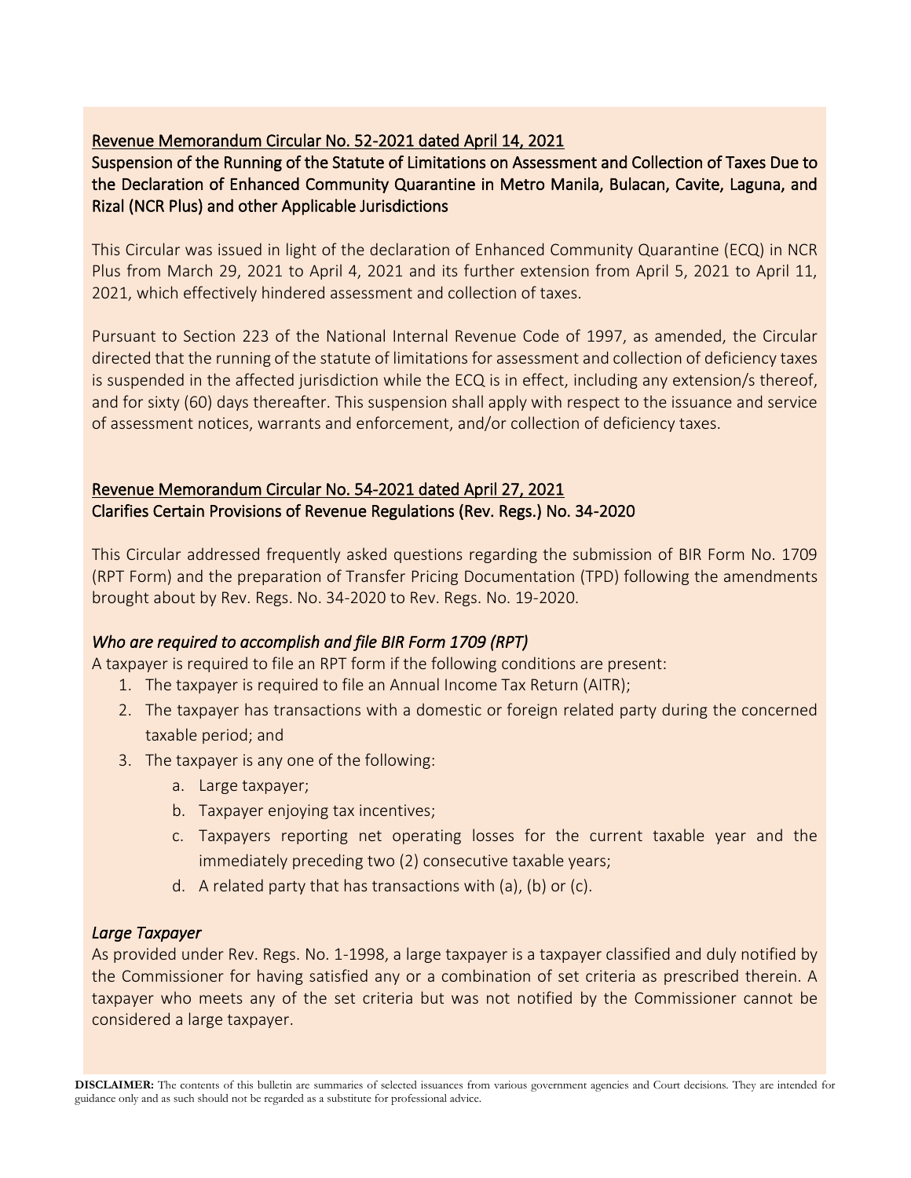## Revenue Memorandum Circular No. 52-2021 dated April 14, 2021

### Suspension of the Running of the Statute of Limitations on Assessment and Collection of Taxes Due to the Declaration of Enhanced Community Quarantine in Metro Manila, Bulacan, Cavite, Laguna, and Rizal (NCR Plus) and other Applicable Jurisdictions

This Circular was issued in light of the declaration of Enhanced Community Quarantine (ECQ) in NCR Plus from March 29, 2021 to April 4, 2021 and its further extension from April 5, 2021 to April 11, 2021, which effectively hindered assessment and collection of taxes.

Pursuant to Section 223 of the National Internal Revenue Code of 1997, as amended, the Circular directed that the running of the statute of limitations for assessment and collection of deficiency taxes is suspended in the affected jurisdiction while the ECQ is in effect, including any extension/s thereof, and for sixty (60) days thereafter. This suspension shall apply with respect to the issuance and service of assessment notices, warrants and enforcement, and/or collection of deficiency taxes.

## Revenue Memorandum Circular No. 54-2021 dated April 27, 2021

### Clarifies Certain Provisions of Revenue Regulations (Rev. Regs.) No. 34-2020

This Circular addressed frequently asked questions regarding the submission of BIR Form No. 1709 (RPT Form) and the preparation of Transfer Pricing Documentation (TPD) following the amendments brought about by Rev. Regs. No. 34-2020 to Rev. Regs. No. 19-2020.

*Who are required to accomplish and file BIR Form 1709 (RPT)*

A taxpayer is required to file an RPT form if the following conditions are present:

1. The taxpayer is required to file an Annual Income Tax Return (AITR);
2. The taxpayer has transactions with a domestic or foreign related party during the concerned taxable period; and
3. The taxpayer is any one of the following:
   a. Large taxpayer;
   b. Taxpayer enjoying tax incentives;
   c. Taxpayers reporting net operating losses for the current taxable year and the immediately preceding two (2) consecutive taxable years;
   d. A related party that has transactions with (a), (b) or (c).

*Large Taxpayer*

As provided under Rev. Regs. No. 1-1998, a large taxpayer is a taxpayer classified and duly notified by the Commissioner for having satisfied any or a combination of set criteria as prescribed therein. A taxpayer who meets any of the set criteria but was not notified by the Commissioner cannot be considered a large taxpayer.

**DISCLAIMER:** The contents of this bulletin are summaries of selected issuances from various government agencies and Court decisions. They are intended for guidance only and as such should not be regarded as a substitute for professional advice.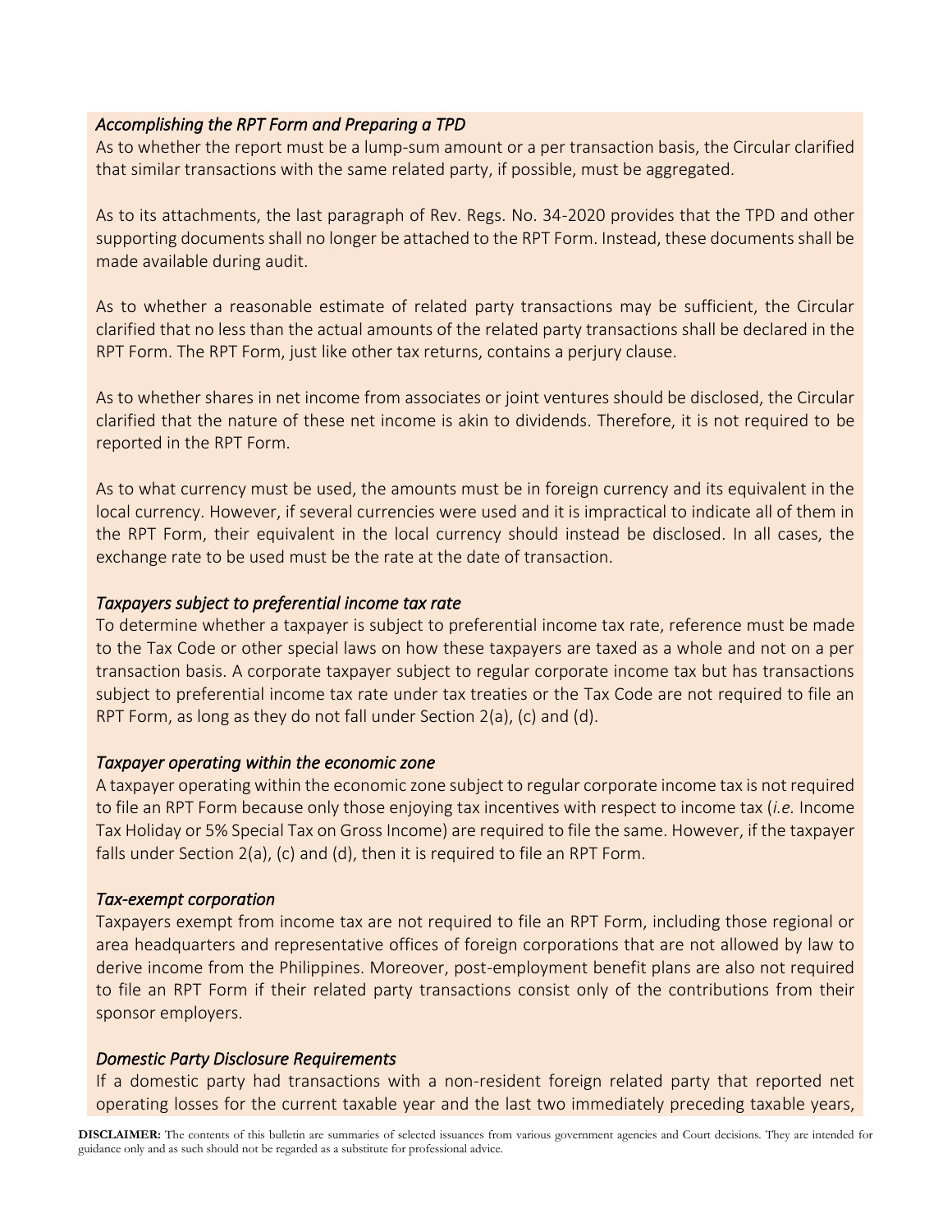*Accomplishing the RPT Form and Preparing a TPD*

As to whether the report must be a lump-sum amount or a per transaction basis, the Circular clarified that similar transactions with the same related party, if possible, must be aggregated.

As to its attachments, the last paragraph of Rev. Regs. No. 34-2020 provides that the TPD and other supporting documents shall no longer be attached to the RPT Form. Instead, these documents shall be made available during audit.

As to whether a reasonable estimate of related party transactions may be sufficient, the Circular clarified that no less than the actual amounts of the related party transactions shall be declared in the RPT Form. The RPT Form, just like other tax returns, contains a perjury clause.

As to whether shares in net income from associates or joint ventures should be disclosed, the Circular clarified that the nature of these net income is akin to dividends. Therefore, it is not required to be reported in the RPT Form.

As to what currency must be used, the amounts must be in foreign currency and its equivalent in the local currency. However, if several currencies were used and it is impractical to indicate all of them in the RPT Form, their equivalent in the local currency should instead be disclosed. In all cases, the exchange rate to be used must be the rate at the date of transaction.

*Taxpayers subject to preferential income tax rate*

To determine whether a taxpayer is subject to preferential income tax rate, reference must be made to the Tax Code or other special laws on how these taxpayers are taxed as a whole and not on a per transaction basis. A corporate taxpayer subject to regular corporate income tax but has transactions subject to preferential income tax rate under tax treaties or the Tax Code are not required to file an RPT Form, as long as they do not fall under Section 2(a), (c) and (d).

*Taxpayer operating within the economic zone*

A taxpayer operating within the economic zone subject to regular corporate income tax is not required to file an RPT Form because only those enjoying tax incentives with respect to income tax (*i.e.* Income Tax Holiday or 5% Special Tax on Gross Income) are required to file the same. However, if the taxpayer falls under Section 2(a), (c) and (d), then it is required to file an RPT Form.

*Tax-exempt corporation*

Taxpayers exempt from income tax are not required to file an RPT Form, including those regional or area headquarters and representative offices of foreign corporations that are not allowed by law to derive income from the Philippines. Moreover, post-employment benefit plans are also not required to file an RPT Form if their related party transactions consist only of the contributions from their sponsor employers.

*Domestic Party Disclosure Requirements*

If a domestic party had transactions with a non-resident foreign related party that reported net operating losses for the current taxable year and the last two immediately preceding taxable years,

**DISCLAIMER:** The contents of this bulletin are summaries of selected issuances from various government agencies and Court decisions. They are intended for guidance only and as such should not be regarded as a substitute for professional advice.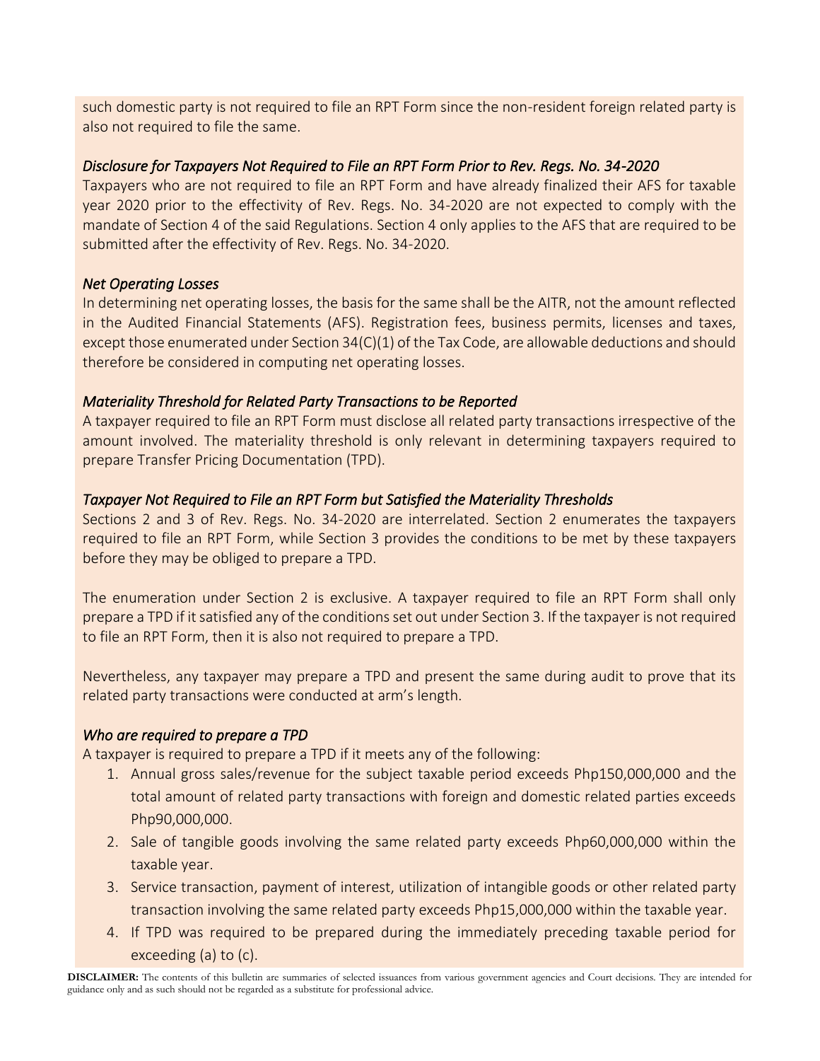such domestic party is not required to file an RPT Form since the non-resident foreign related party is also not required to file the same.

*Disclosure for Taxpayers Not Required to File an RPT Form Prior to Rev. Regs. No. 34-2020*

Taxpayers who are not required to file an RPT Form and have already finalized their AFS for taxable year 2020 prior to the effectivity of Rev. Regs. No. 34-2020 are not expected to comply with the mandate of Section 4 of the said Regulations. Section 4 only applies to the AFS that are required to be submitted after the effectivity of Rev. Regs. No. 34-2020.

*Net Operating Losses*

In determining net operating losses, the basis for the same shall be the AITR, not the amount reflected in the Audited Financial Statements (AFS). Registration fees, business permits, licenses and taxes, except those enumerated under Section 34(C)(1) of the Tax Code, are allowable deductions and should therefore be considered in computing net operating losses.

*Materiality Threshold for Related Party Transactions to be Reported*

A taxpayer required to file an RPT Form must disclose all related party transactions irrespective of the amount involved. The materiality threshold is only relevant in determining taxpayers required to prepare Transfer Pricing Documentation (TPD).

*Taxpayer Not Required to File an RPT Form but Satisfied the Materiality Thresholds*

Sections 2 and 3 of Rev. Regs. No. 34-2020 are interrelated. Section 2 enumerates the taxpayers required to file an RPT Form, while Section 3 provides the conditions to be met by these taxpayers before they may be obliged to prepare a TPD.

The enumeration under Section 2 is exclusive. A taxpayer required to file an RPT Form shall only prepare a TPD if it satisfied any of the conditions set out under Section 3. If the taxpayer is not required to file an RPT Form, then it is also not required to prepare a TPD.

Nevertheless, any taxpayer may prepare a TPD and present the same during audit to prove that its related party transactions were conducted at arm's length.

*Who are required to prepare a TPD*

A taxpayer is required to prepare a TPD if it meets any of the following:

1. Annual gross sales/revenue for the subject taxable period exceeds Php150,000,000 and the total amount of related party transactions with foreign and domestic related parties exceeds Php90,000,000.
2. Sale of tangible goods involving the same related party exceeds Php60,000,000 within the taxable year.
3. Service transaction, payment of interest, utilization of intangible goods or other related party transaction involving the same related party exceeds Php15,000,000 within the taxable year.
4. If TPD was required to be prepared during the immediately preceding taxable period for exceeding (a) to (c).

**DISCLAIMER:** The contents of this bulletin are summaries of selected issuances from various government agencies and Court decisions. They are intended for guidance only and as such should not be regarded as a substitute for professional advice.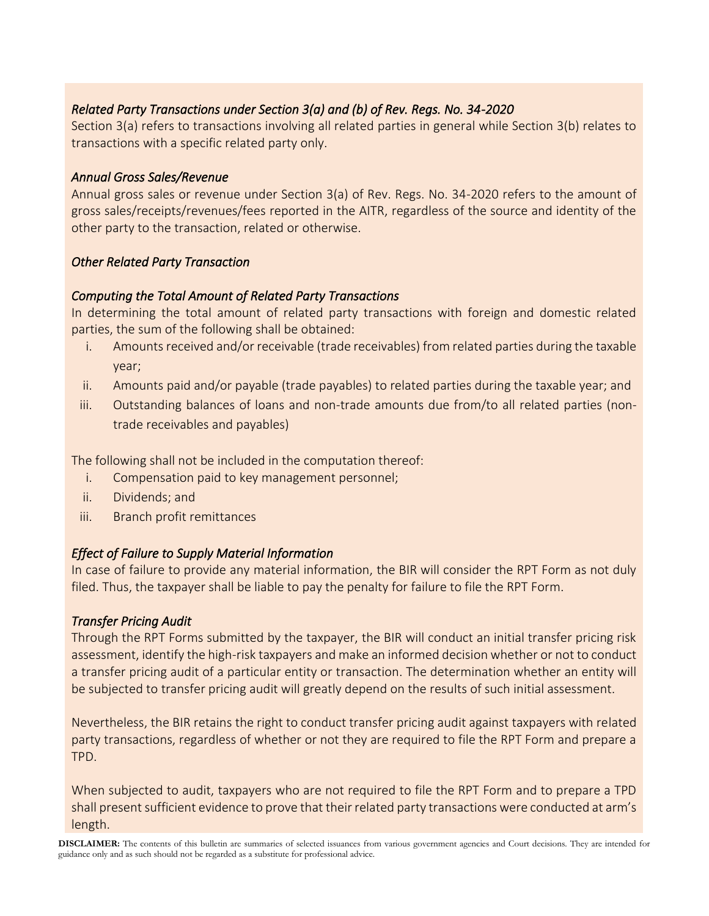*Related Party Transactions under Section 3(a) and (b) of Rev. Regs. No. 34-2020*

Section 3(a) refers to transactions involving all related parties in general while Section 3(b) relates to transactions with a specific related party only.

*Annual Gross Sales/Revenue*

Annual gross sales or revenue under Section 3(a) of Rev. Regs. No. 34-2020 refers to the amount of gross sales/receipts/revenues/fees reported in the AITR, regardless of the source and identity of the other party to the transaction, related or otherwise.

*Other Related Party Transaction*

*Computing the Total Amount of Related Party Transactions*

In determining the total amount of related party transactions with foreign and domestic related parties, the sum of the following shall be obtained:

i. Amounts received and/or receivable (trade receivables) from related parties during the taxable year;
ii. Amounts paid and/or payable (trade payables) to related parties during the taxable year; and
iii. Outstanding balances of loans and non-trade amounts due from/to all related parties (non-trade receivables and payables)

The following shall not be included in the computation thereof:

i. Compensation paid to key management personnel;
ii. Dividends; and
iii. Branch profit remittances

*Effect of Failure to Supply Material Information*

In case of failure to provide any material information, the BIR will consider the RPT Form as not duly filed. Thus, the taxpayer shall be liable to pay the penalty for failure to file the RPT Form.

*Transfer Pricing Audit*

Through the RPT Forms submitted by the taxpayer, the BIR will conduct an initial transfer pricing risk assessment, identify the high-risk taxpayers and make an informed decision whether or not to conduct a transfer pricing audit of a particular entity or transaction. The determination whether an entity will be subjected to transfer pricing audit will greatly depend on the results of such initial assessment.

Nevertheless, the BIR retains the right to conduct transfer pricing audit against taxpayers with related party transactions, regardless of whether or not they are required to file the RPT Form and prepare a TPD.

When subjected to audit, taxpayers who are not required to file the RPT Form and to prepare a TPD shall present sufficient evidence to prove that their related party transactions were conducted at arm's length.

**DISCLAIMER:** The contents of this bulletin are summaries of selected issuances from various government agencies and Court decisions. They are intended for guidance only and as such should not be regarded as a substitute for professional advice.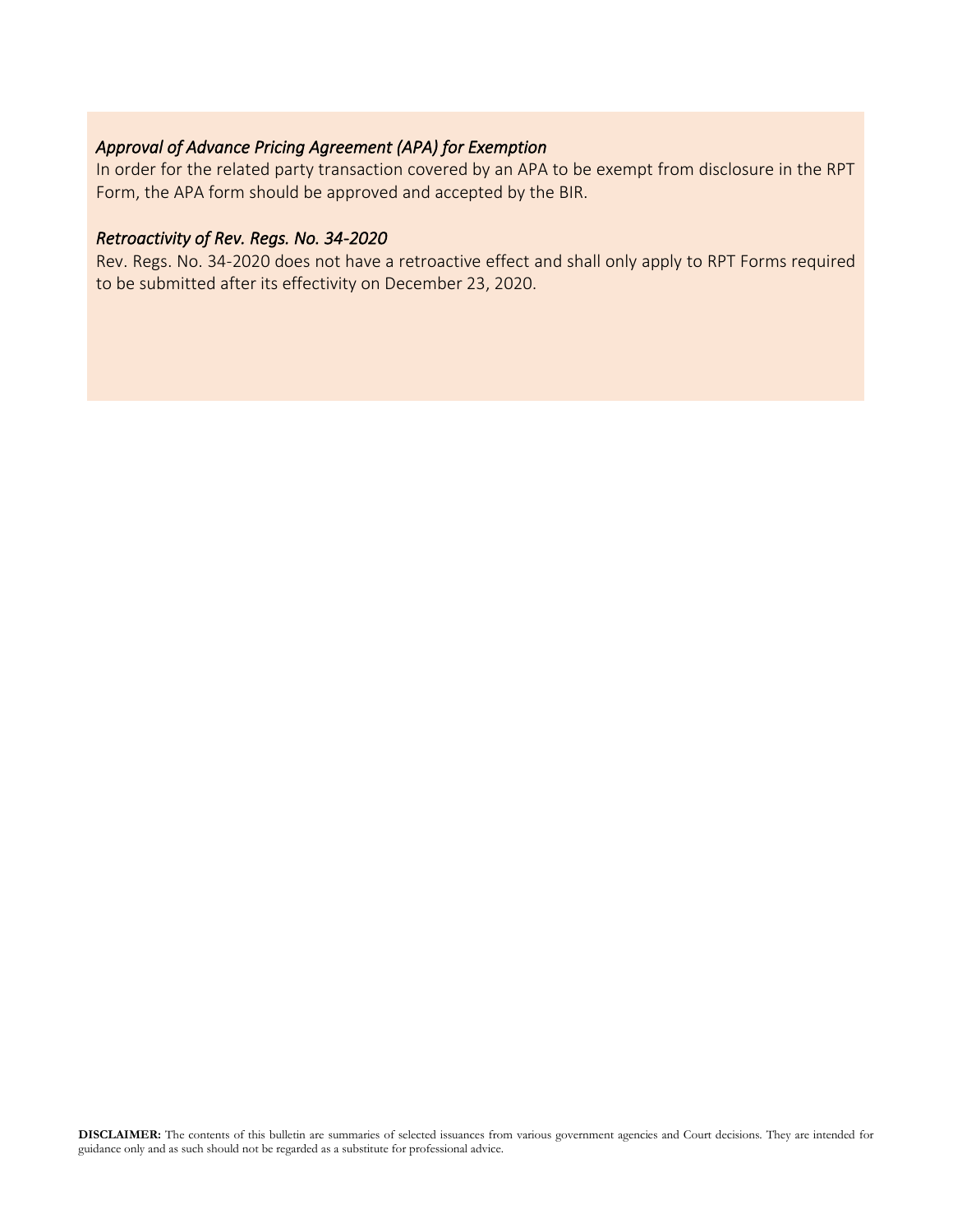*Approval of Advance Pricing Agreement (APA) for Exemption*

In order for the related party transaction covered by an APA to be exempt from disclosure in the RPT Form, the APA form should be approved and accepted by the BIR.

*Retroactivity of Rev. Regs. No. 34-2020*

Rev. Regs. No. 34-2020 does not have a retroactive effect and shall only apply to RPT Forms required to be submitted after its effectivity on December 23, 2020.

**DISCLAIMER:** The contents of this bulletin are summaries of selected issuances from various government agencies and Court decisions. They are intended for guidance only and as such should not be regarded as a substitute for professional advice.